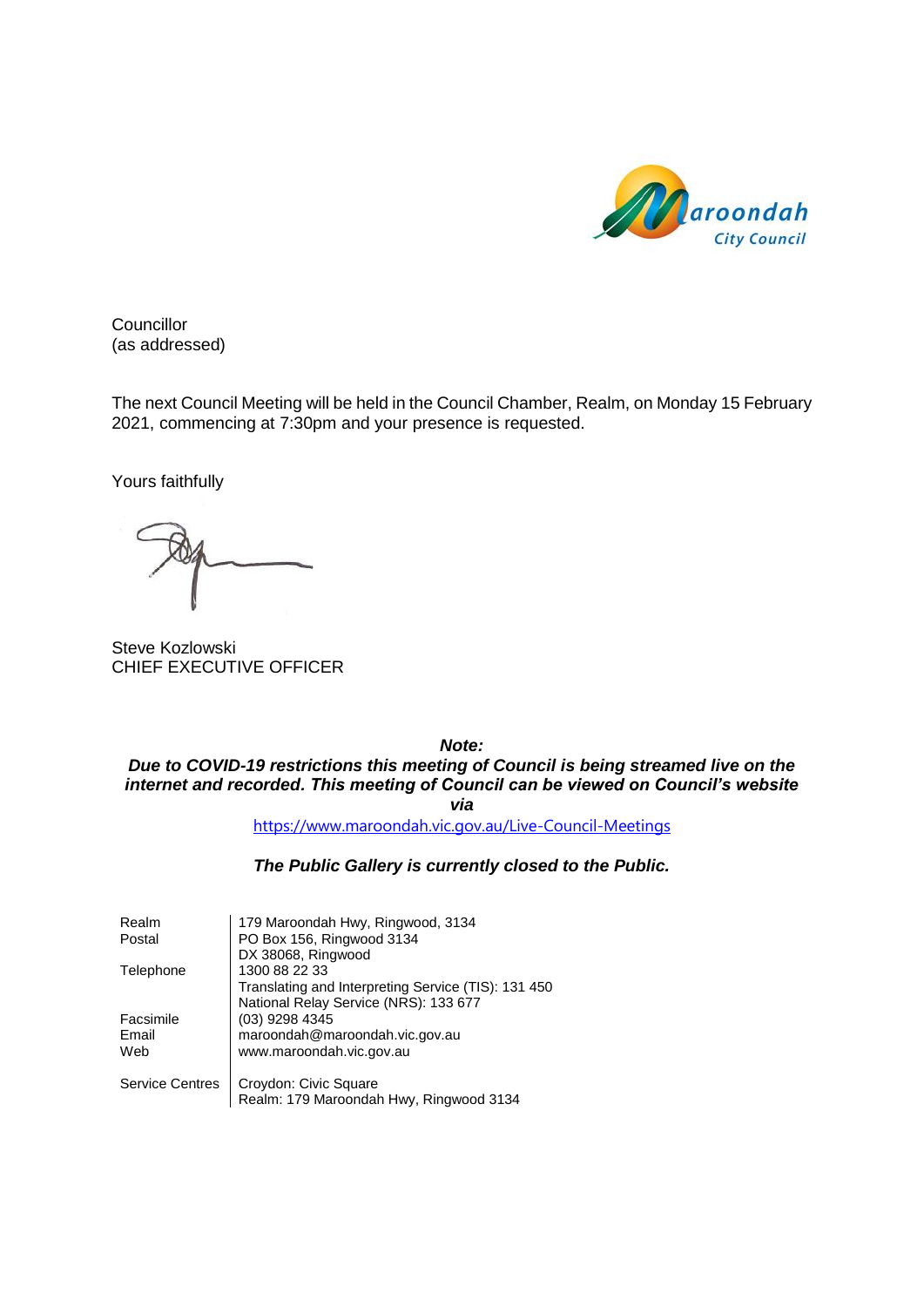Councillor
(as addressed)

The next Council Meeting will be held in the Council Chamber, Realm, on Monday 15 February 2021, commencing at 7:30pm and your presence is requested.

Yours faithfully

Steve Kozlowski
CHIEF EXECUTIVE OFFICER

***Note:***
***Due to COVID-19 restrictions this meeting of Council is being streamed live on the internet and recorded. This meeting of Council can be viewed on Council's website via***
https://www.maroondah.vic.gov.au/Live-Council-Meetings

***The Public Gallery is currently closed to the Public.***

| | |
|---|---|
| Realm | 179 Maroondah Hwy, Ringwood, 3134 |
| Postal | PO Box 156, Ringwood 3134<br>DX 38068, Ringwood |
| Telephone | 1300 88 22 33<br>Translating and Interpreting Service (TIS): 131 450<br>National Relay Service (NRS): 133 677 |
| Facsimile | (03) 9298 4345 |
| Email | maroondah@maroondah.vic.gov.au |
| Web | www.maroondah.vic.gov.au |
| Service Centres | Croydon: Civic Square<br>Realm: 179 Maroondah Hwy, Ringwood 3134 |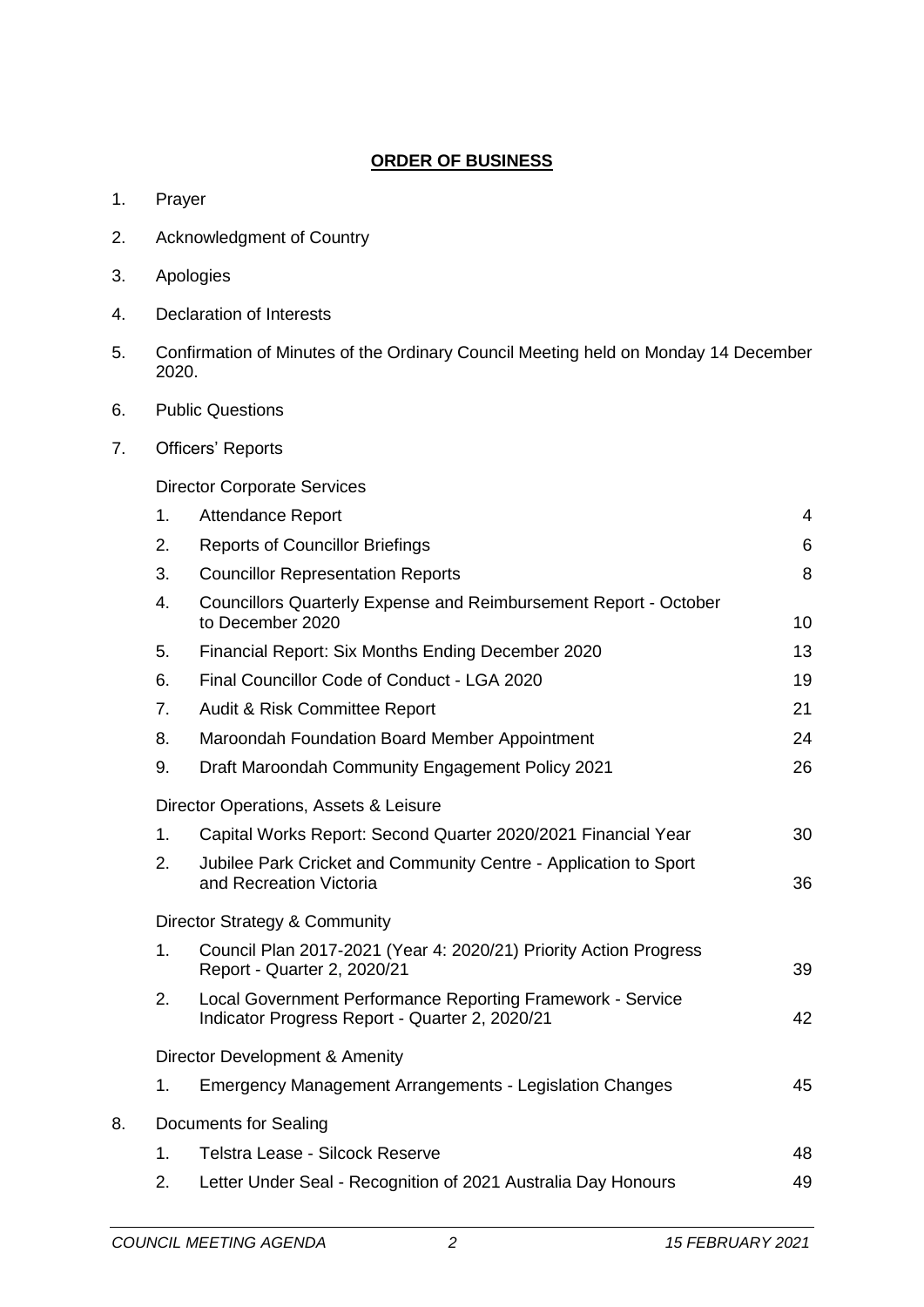## ORDER OF BUSINESS

1. Prayer
2. Acknowledgment of Country
3. Apologies
4. Declaration of Interests
5. Confirmation of Minutes of the Ordinary Council Meeting held on Monday 14 December 2020.
6. Public Questions
7. Officers' Reports

   Director Corporate Services

   | | | |
   |---|---|---|
   | 1. | Attendance Report | 4 |
   | 2. | Reports of Councillor Briefings | 6 |
   | 3. | Councillor Representation Reports | 8 |
   | 4. | Councillors Quarterly Expense and Reimbursement Report - October to December 2020 | 10 |
   | 5. | Financial Report: Six Months Ending December 2020 | 13 |
   | 6. | Final Councillor Code of Conduct - LGA 2020 | 19 |
   | 7. | Audit & Risk Committee Report | 21 |
   | 8. | Maroondah Foundation Board Member Appointment | 24 |
   | 9. | Draft Maroondah Community Engagement Policy 2021 | 26 |

   Director Operations, Assets & Leisure

   | | | |
   |---|---|---|
   | 1. | Capital Works Report: Second Quarter 2020/2021 Financial Year | 30 |
   | 2. | Jubilee Park Cricket and Community Centre - Application to Sport and Recreation Victoria | 36 |

   Director Strategy & Community

   | | | |
   |---|---|---|
   | 1. | Council Plan 2017-2021 (Year 4: 2020/21) Priority Action Progress Report - Quarter 2, 2020/21 | 39 |
   | 2. | Local Government Performance Reporting Framework - Service Indicator Progress Report - Quarter 2, 2020/21 | 42 |

   Director Development & Amenity

   | | | |
   |---|---|---|
   | 1. | Emergency Management Arrangements - Legislation Changes | 45 |

8. Documents for Sealing

   | | | |
   |---|---|---|
   | 1. | Telstra Lease - Silcock Reserve | 48 |
   | 2. | Letter Under Seal - Recognition of 2021 Australia Day Honours | 49 |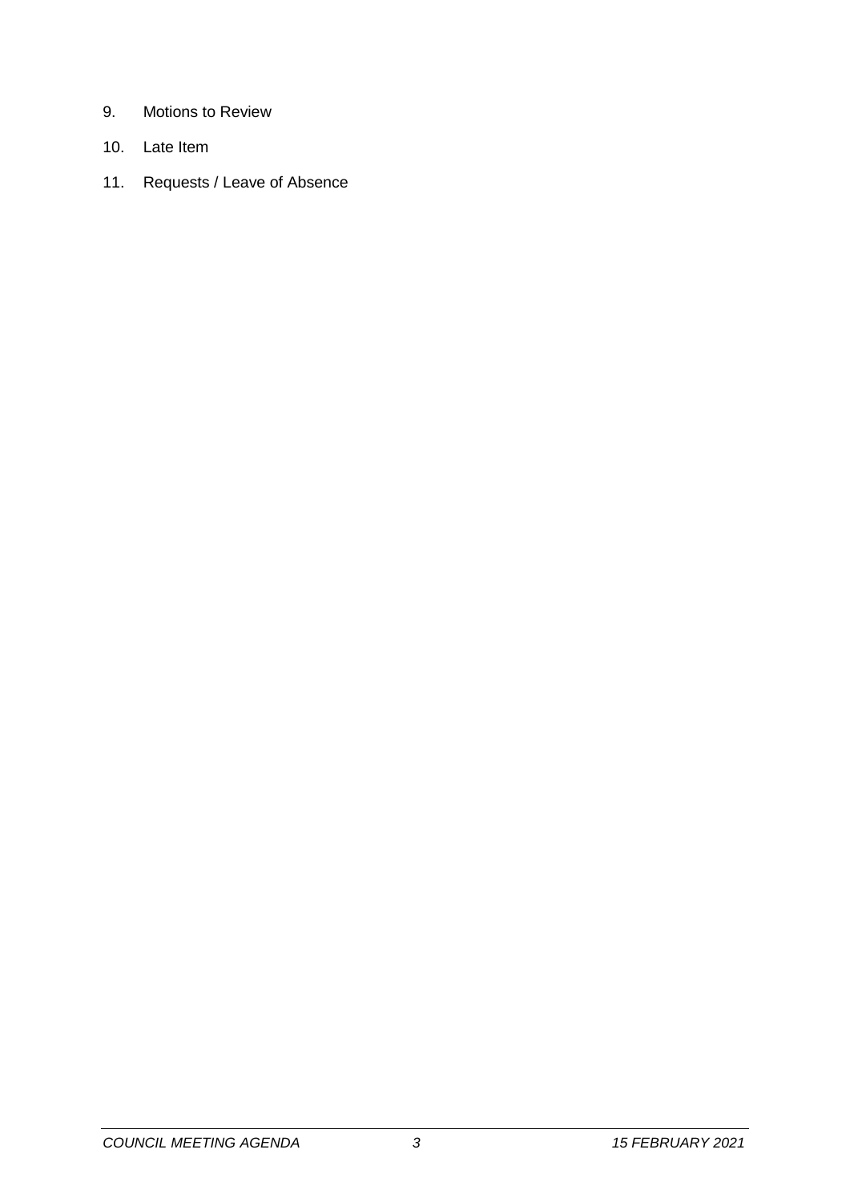9. Motions to Review

10. Late Item

11. Requests / Leave of Absence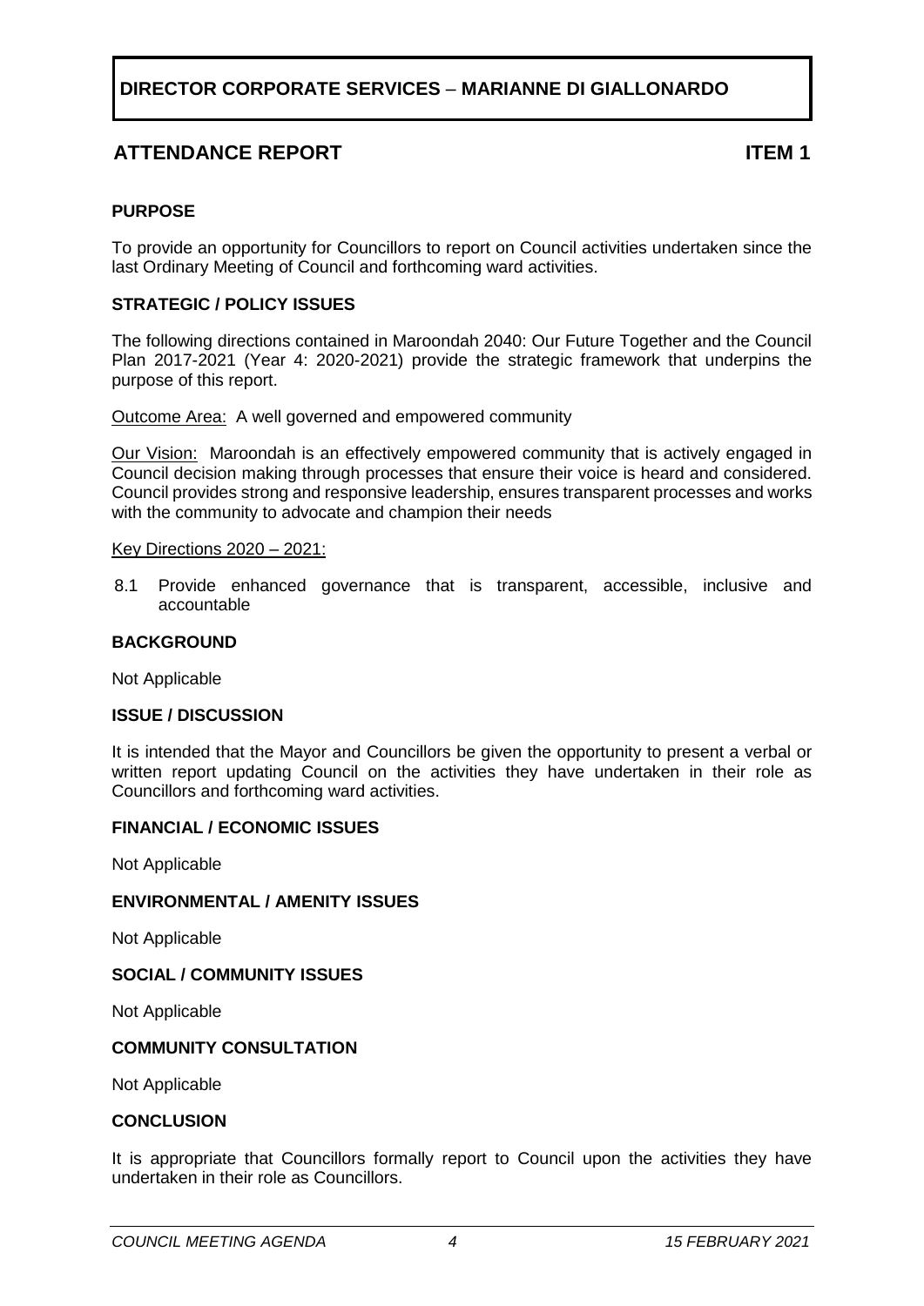# DIRECTOR CORPORATE SERVICES – MARIANNE DI GIALLONARDO

## ATTENDANCE REPORT ITEM 1

**PURPOSE**

To provide an opportunity for Councillors to report on Council activities undertaken since the last Ordinary Meeting of Council and forthcoming ward activities.

**STRATEGIC / POLICY ISSUES**

The following directions contained in Maroondah 2040: Our Future Together and the Council Plan 2017-2021 (Year 4: 2020-2021) provide the strategic framework that underpins the purpose of this report.

Outcome Area: A well governed and empowered community

Our Vision: Maroondah is an effectively empowered community that is actively engaged in Council decision making through processes that ensure their voice is heard and considered. Council provides strong and responsive leadership, ensures transparent processes and works with the community to advocate and champion their needs

Key Directions 2020 – 2021:

8.1 Provide enhanced governance that is transparent, accessible, inclusive and accountable

**BACKGROUND**

Not Applicable

**ISSUE / DISCUSSION**

It is intended that the Mayor and Councillors be given the opportunity to present a verbal or written report updating Council on the activities they have undertaken in their role as Councillors and forthcoming ward activities.

**FINANCIAL / ECONOMIC ISSUES**

Not Applicable

**ENVIRONMENTAL / AMENITY ISSUES**

Not Applicable

**SOCIAL / COMMUNITY ISSUES**

Not Applicable

**COMMUNITY CONSULTATION**

Not Applicable

**CONCLUSION**

It is appropriate that Councillors formally report to Council upon the activities they have undertaken in their role as Councillors.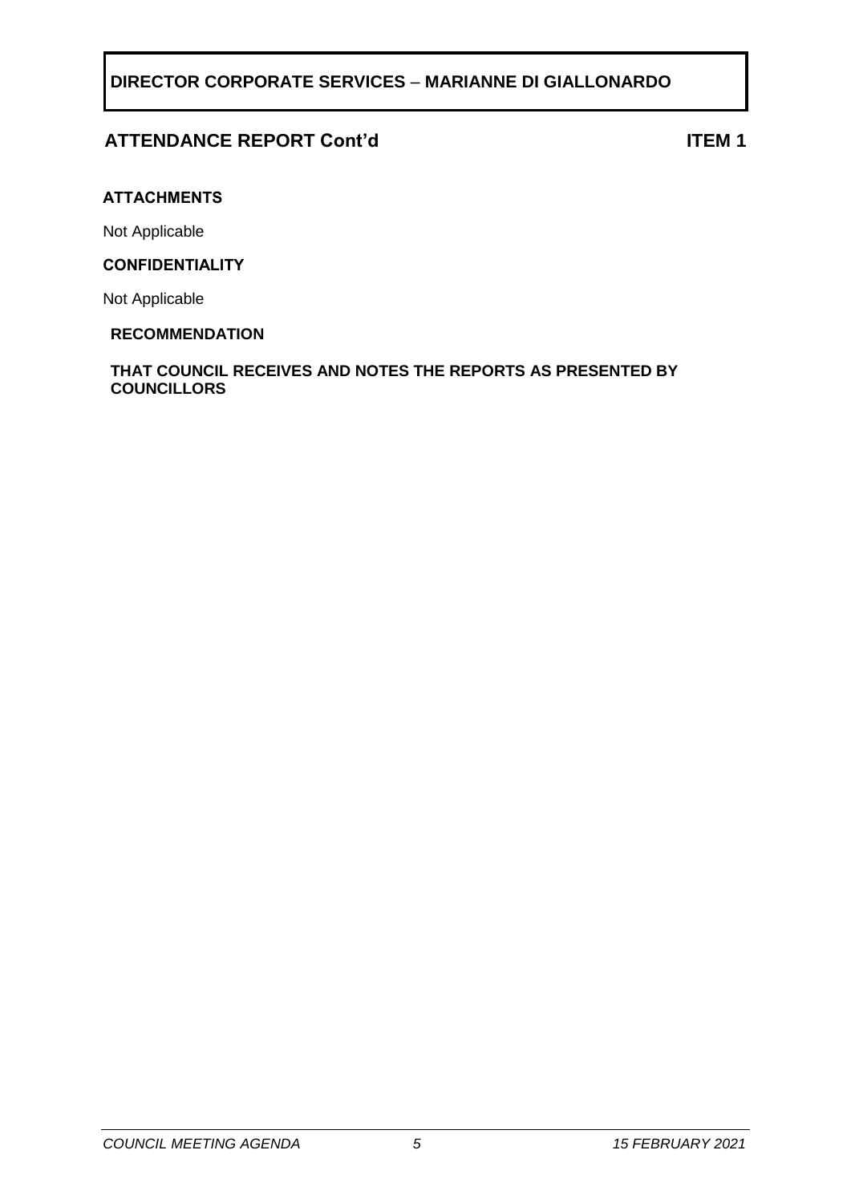**DIRECTOR CORPORATE SERVICES – MARIANNE DI GIALLONARDO**

## ATTENDANCE REPORT Cont'd — ITEM 1

### ATTACHMENTS

Not Applicable

### CONFIDENTIALITY

Not Applicable

### RECOMMENDATION

**THAT COUNCIL RECEIVES AND NOTES THE REPORTS AS PRESENTED BY COUNCILLORS**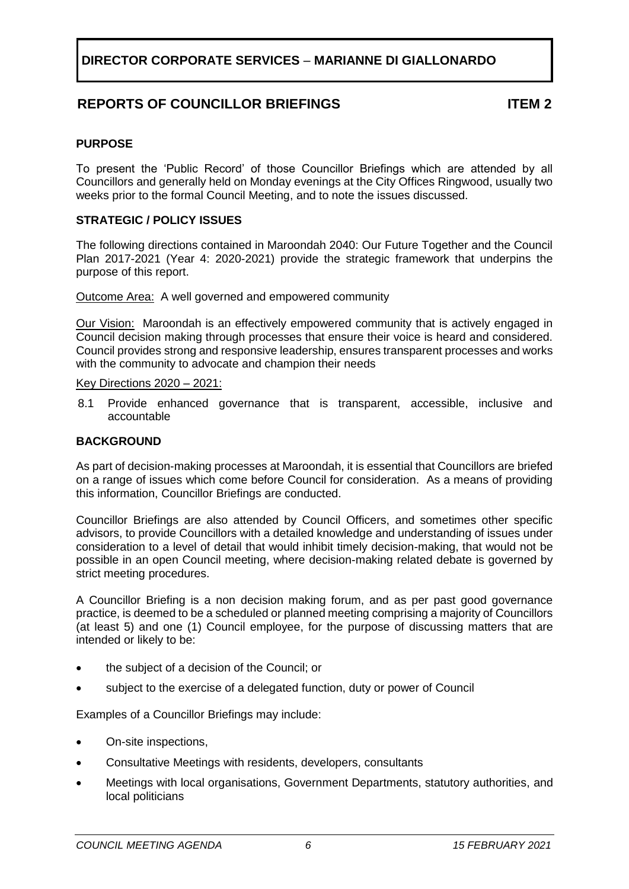**DIRECTOR CORPORATE SERVICES – MARIANNE DI GIALLONARDO**

## REPORTS OF COUNCILLOR BRIEFINGS ITEM 2

### PURPOSE

To present the 'Public Record' of those Councillor Briefings which are attended by all Councillors and generally held on Monday evenings at the City Offices Ringwood, usually two weeks prior to the formal Council Meeting, and to note the issues discussed.

### STRATEGIC / POLICY ISSUES

The following directions contained in Maroondah 2040: Our Future Together and the Council Plan 2017-2021 (Year 4: 2020-2021) provide the strategic framework that underpins the purpose of this report.

Outcome Area: A well governed and empowered community

Our Vision: Maroondah is an effectively empowered community that is actively engaged in Council decision making through processes that ensure their voice is heard and considered. Council provides strong and responsive leadership, ensures transparent processes and works with the community to advocate and champion their needs

Key Directions 2020 – 2021:

8.1 Provide enhanced governance that is transparent, accessible, inclusive and accountable

### BACKGROUND

As part of decision-making processes at Maroondah, it is essential that Councillors are briefed on a range of issues which come before Council for consideration. As a means of providing this information, Councillor Briefings are conducted.

Councillor Briefings are also attended by Council Officers, and sometimes other specific advisors, to provide Councillors with a detailed knowledge and understanding of issues under consideration to a level of detail that would inhibit timely decision-making, that would not be possible in an open Council meeting, where decision-making related debate is governed by strict meeting procedures.

A Councillor Briefing is a non decision making forum, and as per past good governance practice, is deemed to be a scheduled or planned meeting comprising a majority of Councillors (at least 5) and one (1) Council employee, for the purpose of discussing matters that are intended or likely to be:

- the subject of a decision of the Council; or
- subject to the exercise of a delegated function, duty or power of Council

Examples of a Councillor Briefings may include:

- On-site inspections,
- Consultative Meetings with residents, developers, consultants
- Meetings with local organisations, Government Departments, statutory authorities, and local politicians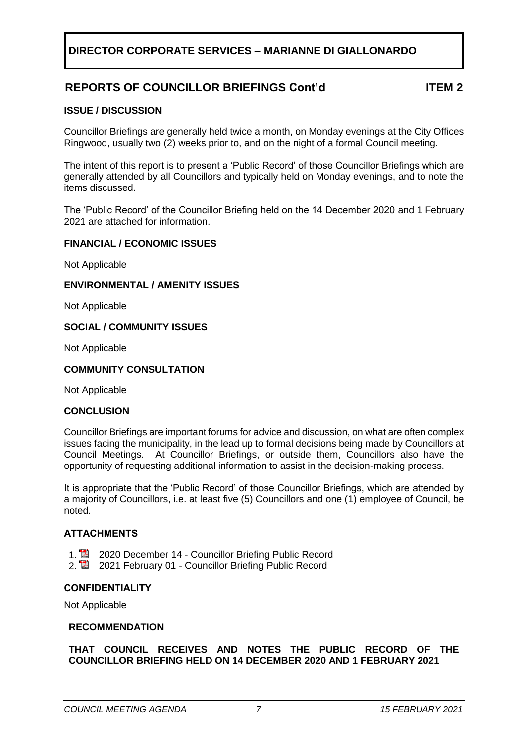**DIRECTOR CORPORATE SERVICES – MARIANNE DI GIALLONARDO**

## REPORTS OF COUNCILLOR BRIEFINGS Cont'd — ITEM 2

### ISSUE / DISCUSSION

Councillor Briefings are generally held twice a month, on Monday evenings at the City Offices Ringwood, usually two (2) weeks prior to, and on the night of a formal Council meeting.

The intent of this report is to present a 'Public Record' of those Councillor Briefings which are generally attended by all Councillors and typically held on Monday evenings, and to note the items discussed.

The 'Public Record' of the Councillor Briefing held on the 14 December 2020 and 1 February 2021 are attached for information.

### FINANCIAL / ECONOMIC ISSUES

Not Applicable

### ENVIRONMENTAL / AMENITY ISSUES

Not Applicable

### SOCIAL / COMMUNITY ISSUES

Not Applicable

### COMMUNITY CONSULTATION

Not Applicable

### CONCLUSION

Councillor Briefings are important forums for advice and discussion, on what are often complex issues facing the municipality, in the lead up to formal decisions being made by Councillors at Council Meetings. At Councillor Briefings, or outside them, Councillors also have the opportunity of requesting additional information to assist in the decision-making process.

It is appropriate that the 'Public Record' of those Councillor Briefings, which are attended by a majority of Councillors, i.e. at least five (5) Councillors and one (1) employee of Council, be noted.

### ATTACHMENTS

1. 2020 December 14 - Councillor Briefing Public Record
2. 2021 February 01 - Councillor Briefing Public Record

### CONFIDENTIALITY

Not Applicable

### RECOMMENDATION

**THAT COUNCIL RECEIVES AND NOTES THE PUBLIC RECORD OF THE COUNCILLOR BRIEFING HELD ON 14 DECEMBER 2020 AND 1 FEBRUARY 2021**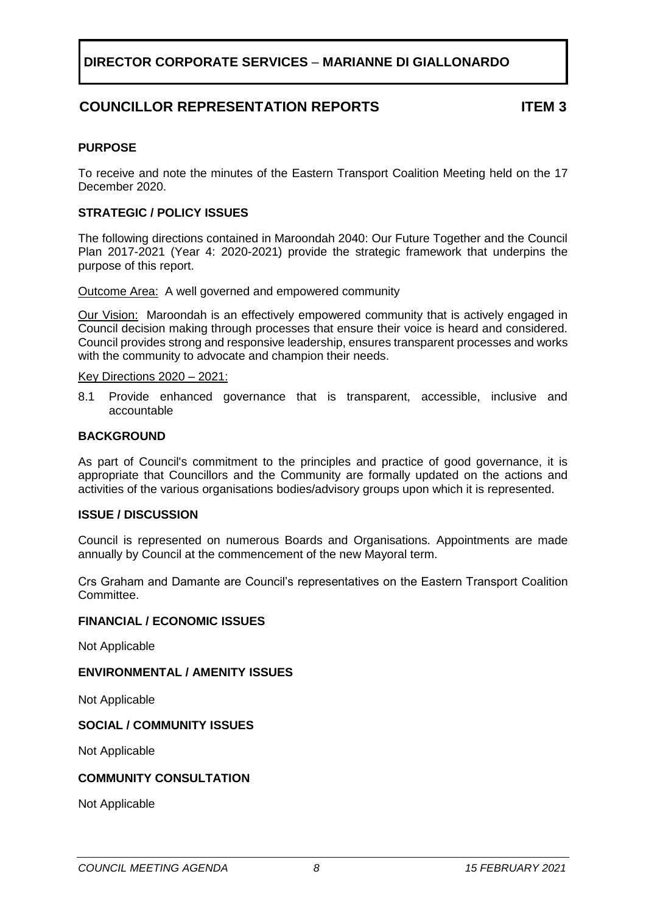**DIRECTOR CORPORATE SERVICES – MARIANNE DI GIALLONARDO**

## COUNCILLOR REPRESENTATION REPORTS ITEM 3

### PURPOSE

To receive and note the minutes of the Eastern Transport Coalition Meeting held on the 17 December 2020.

### STRATEGIC / POLICY ISSUES

The following directions contained in Maroondah 2040: Our Future Together and the Council Plan 2017-2021 (Year 4: 2020-2021) provide the strategic framework that underpins the purpose of this report.

Outcome Area: A well governed and empowered community

Our Vision: Maroondah is an effectively empowered community that is actively engaged in Council decision making through processes that ensure their voice is heard and considered. Council provides strong and responsive leadership, ensures transparent processes and works with the community to advocate and champion their needs.

Key Directions 2020 – 2021:

8.1 Provide enhanced governance that is transparent, accessible, inclusive and accountable

### BACKGROUND

As part of Council's commitment to the principles and practice of good governance, it is appropriate that Councillors and the Community are formally updated on the actions and activities of the various organisations bodies/advisory groups upon which it is represented.

### ISSUE / DISCUSSION

Council is represented on numerous Boards and Organisations. Appointments are made annually by Council at the commencement of the new Mayoral term.

Crs Graham and Damante are Council's representatives on the Eastern Transport Coalition Committee.

### FINANCIAL / ECONOMIC ISSUES

Not Applicable

### ENVIRONMENTAL / AMENITY ISSUES

Not Applicable

### SOCIAL / COMMUNITY ISSUES

Not Applicable

### COMMUNITY CONSULTATION

Not Applicable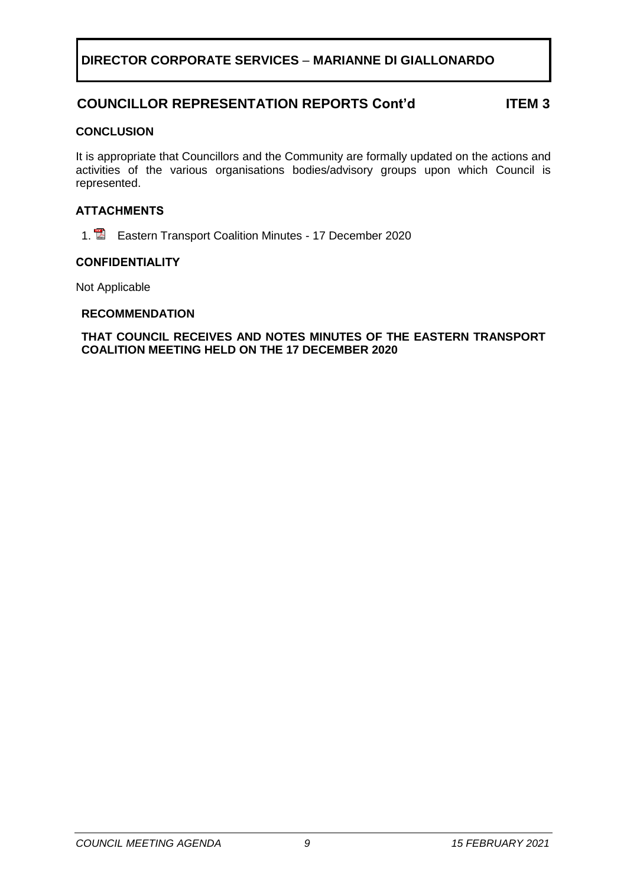**DIRECTOR CORPORATE SERVICES – MARIANNE DI GIALLONARDO**

## COUNCILLOR REPRESENTATION REPORTS Cont'd ITEM 3

### CONCLUSION

It is appropriate that Councillors and the Community are formally updated on the actions and activities of the various organisations bodies/advisory groups upon which Council is represented.

### ATTACHMENTS

1. Eastern Transport Coalition Minutes - 17 December 2020

### CONFIDENTIALITY

Not Applicable

### RECOMMENDATION

**THAT COUNCIL RECEIVES AND NOTES MINUTES OF THE EASTERN TRANSPORT COALITION MEETING HELD ON THE 17 DECEMBER 2020**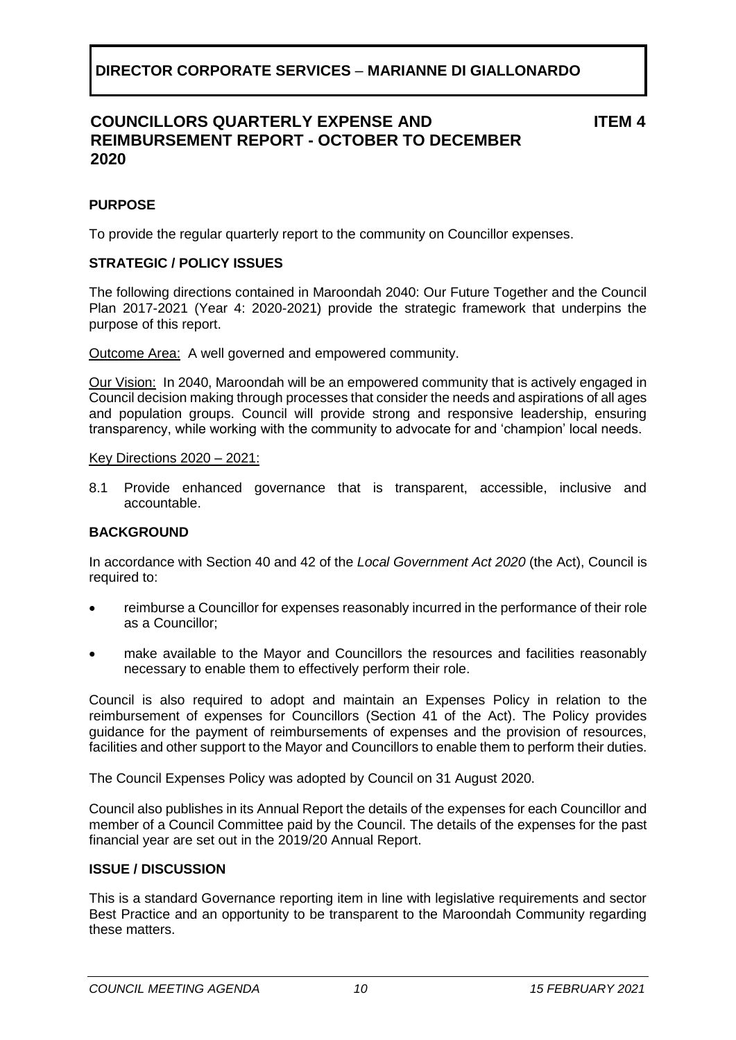# DIRECTOR CORPORATE SERVICES – MARIANNE DI GIALLONARDO

## COUNCILLORS QUARTERLY EXPENSE AND REIMBURSEMENT REPORT - OCTOBER TO DECEMBER 2020

**ITEM 4**

### PURPOSE

To provide the regular quarterly report to the community on Councillor expenses.

### STRATEGIC / POLICY ISSUES

The following directions contained in Maroondah 2040: Our Future Together and the Council Plan 2017-2021 (Year 4: 2020-2021) provide the strategic framework that underpins the purpose of this report.

Outcome Area: A well governed and empowered community.

Our Vision: In 2040, Maroondah will be an empowered community that is actively engaged in Council decision making through processes that consider the needs and aspirations of all ages and population groups. Council will provide strong and responsive leadership, ensuring transparency, while working with the community to advocate for and 'champion' local needs.

Key Directions 2020 – 2021:

8.1 Provide enhanced governance that is transparent, accessible, inclusive and accountable.

### BACKGROUND

In accordance with Section 40 and 42 of the *Local Government Act 2020* (the Act), Council is required to:

- reimburse a Councillor for expenses reasonably incurred in the performance of their role as a Councillor;
- make available to the Mayor and Councillors the resources and facilities reasonably necessary to enable them to effectively perform their role.

Council is also required to adopt and maintain an Expenses Policy in relation to the reimbursement of expenses for Councillors (Section 41 of the Act). The Policy provides guidance for the payment of reimbursements of expenses and the provision of resources, facilities and other support to the Mayor and Councillors to enable them to perform their duties.

The Council Expenses Policy was adopted by Council on 31 August 2020.

Council also publishes in its Annual Report the details of the expenses for each Councillor and member of a Council Committee paid by the Council. The details of the expenses for the past financial year are set out in the 2019/20 Annual Report.

### ISSUE / DISCUSSION

This is a standard Governance reporting item in line with legislative requirements and sector Best Practice and an opportunity to be transparent to the Maroondah Community regarding these matters.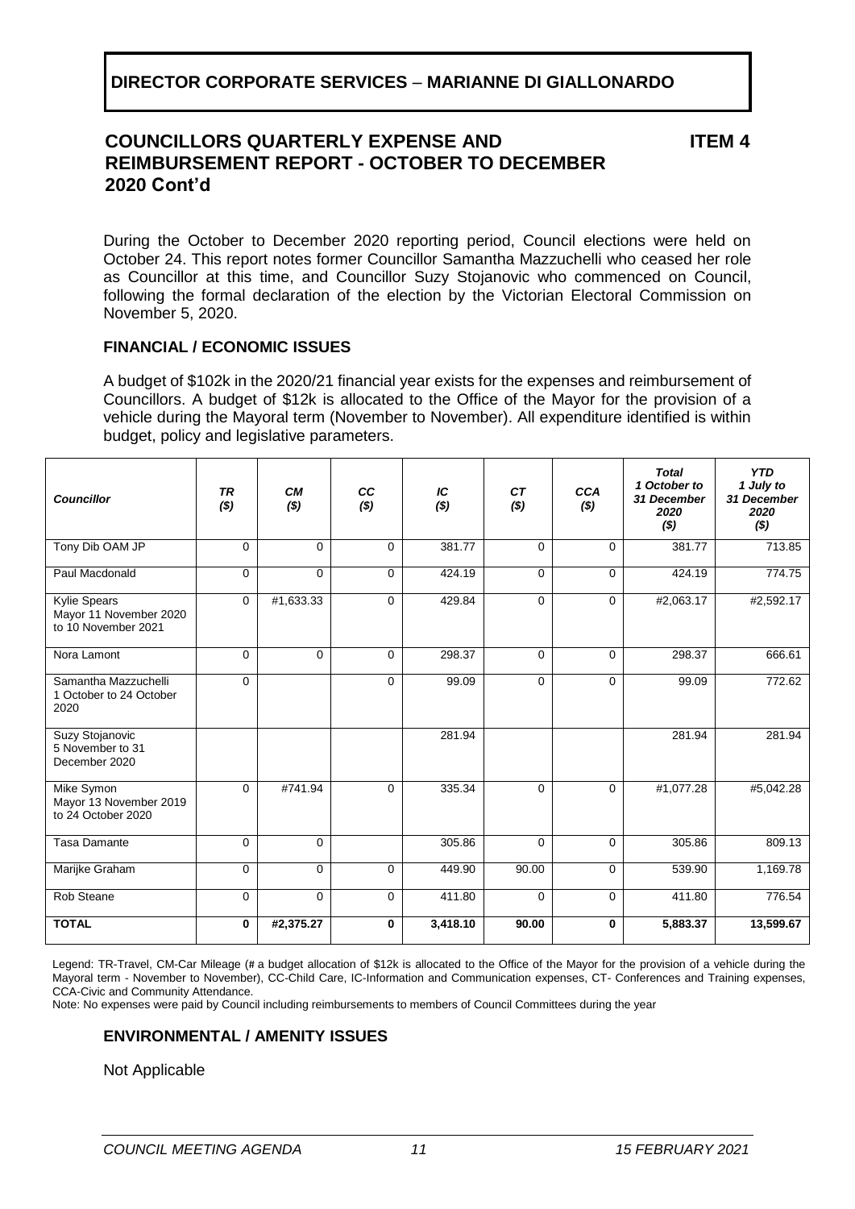## DIRECTOR CORPORATE SERVICES – MARIANNE DI GIALLONARDO

### COUNCILLORS QUARTERLY EXPENSE AND REIMBURSEMENT REPORT - OCTOBER TO DECEMBER 2020 Cont'd

**ITEM 4**

During the October to December 2020 reporting period, Council elections were held on October 24. This report notes former Councillor Samantha Mazzuchelli who ceased her role as Councillor at this time, and Councillor Suzy Stojanovic who commenced on Council, following the formal declaration of the election by the Victorian Electoral Commission on November 5, 2020.

### FINANCIAL / ECONOMIC ISSUES

A budget of $102k in the 2020/21 financial year exists for the expenses and reimbursement of Councillors. A budget of $12k is allocated to the Office of the Mayor for the provision of a vehicle during the Mayoral term (November to November). All expenditure identified is within budget, policy and legislative parameters.

| *Councillor* | *TR ($)* | *CM ($)* | *CC ($)* | *IC ($)* | *CT ($)* | *CCA ($)* | *Total 1 October to 31 December 2020 ($)* | *YTD 1 July to 31 December 2020 ($)* |
|---|---|---|---|---|---|---|---|---|
| Tony Dib OAM JP | 0 | 0 | 0 | 381.77 | 0 | 0 | 381.77 | 713.85 |
| Paul Macdonald | 0 | 0 | 0 | 424.19 | 0 | 0 | 424.19 | 774.75 |
| Kylie Spears Mayor 11 November 2020 to 10 November 2021 | 0 | #1,633.33 | 0 | 429.84 | 0 | 0 | #2,063.17 | #2,592.17 |
| Nora Lamont | 0 | 0 | 0 | 298.37 | 0 | 0 | 298.37 | 666.61 |
| Samantha Mazzuchelli 1 October to 24 October 2020 | 0 | | 0 | 99.09 | 0 | 0 | 99.09 | 772.62 |
| Suzy Stojanovic 5 November to 31 December 2020 | | | | 281.94 | | | 281.94 | 281.94 |
| Mike Symon Mayor 13 November 2019 to 24 October 2020 | 0 | #741.94 | 0 | 335.34 | 0 | 0 | #1,077.28 | #5,042.28 |
| Tasa Damante | 0 | 0 | | 305.86 | 0 | 0 | 305.86 | 809.13 |
| Marijke Graham | 0 | 0 | 0 | 449.90 | 90.00 | 0 | 539.90 | 1,169.78 |
| Rob Steane | 0 | 0 | 0 | 411.80 | 0 | 0 | 411.80 | 776.54 |
| **TOTAL** | **0** | **#2,375.27** | **0** | **3,418.10** | **90.00** | **0** | **5,883.37** | **13,599.67** |

Legend: TR-Travel, CM-Car Mileage (# a budget allocation of $12k is allocated to the Office of the Mayor for the provision of a vehicle during the Mayoral term - November to November), CC-Child Care, IC-Information and Communication expenses, CT- Conferences and Training expenses, CCA-Civic and Community Attendance.
Note: No expenses were paid by Council including reimbursements to members of Council Committees during the year

### ENVIRONMENTAL / AMENITY ISSUES

Not Applicable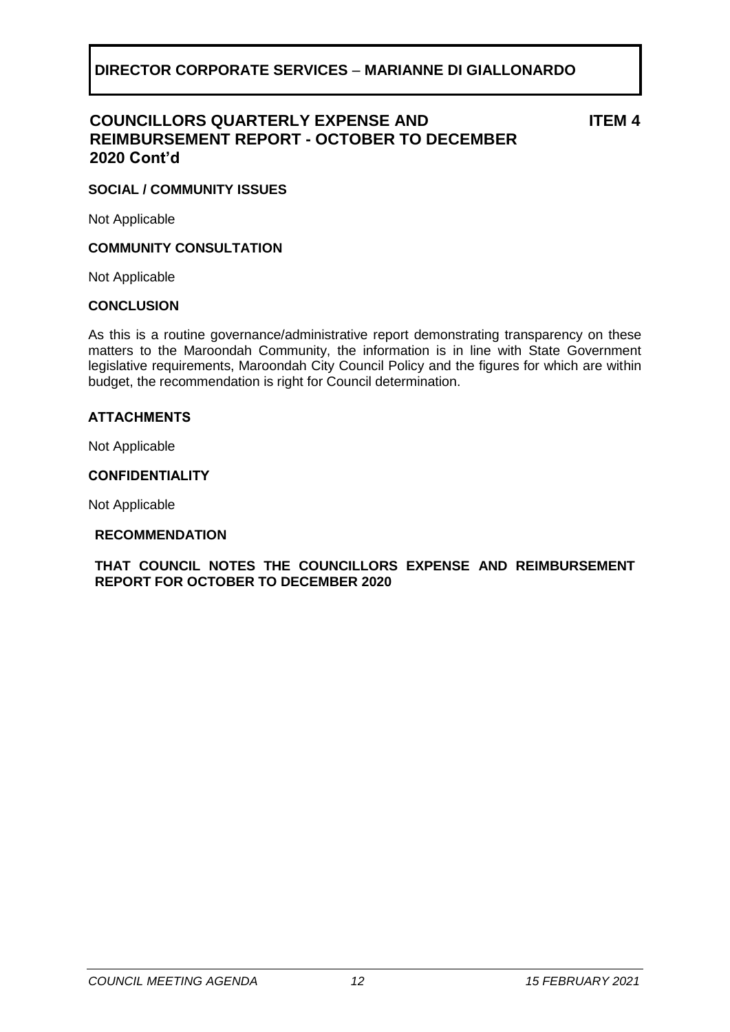**DIRECTOR CORPORATE SERVICES – MARIANNE DI GIALLONARDO**

## COUNCILLORS QUARTERLY EXPENSE AND REIMBURSEMENT REPORT - OCTOBER TO DECEMBER 2020 Cont'd

**ITEM 4**

### SOCIAL / COMMUNITY ISSUES

Not Applicable

### COMMUNITY CONSULTATION

Not Applicable

### CONCLUSION

As this is a routine governance/administrative report demonstrating transparency on these matters to the Maroondah Community, the information is in line with State Government legislative requirements, Maroondah City Council Policy and the figures for which are within budget, the recommendation is right for Council determination.

### ATTACHMENTS

Not Applicable

### CONFIDENTIALITY

Not Applicable

### RECOMMENDATION

**THAT COUNCIL NOTES THE COUNCILLORS EXPENSE AND REIMBURSEMENT REPORT FOR OCTOBER TO DECEMBER 2020**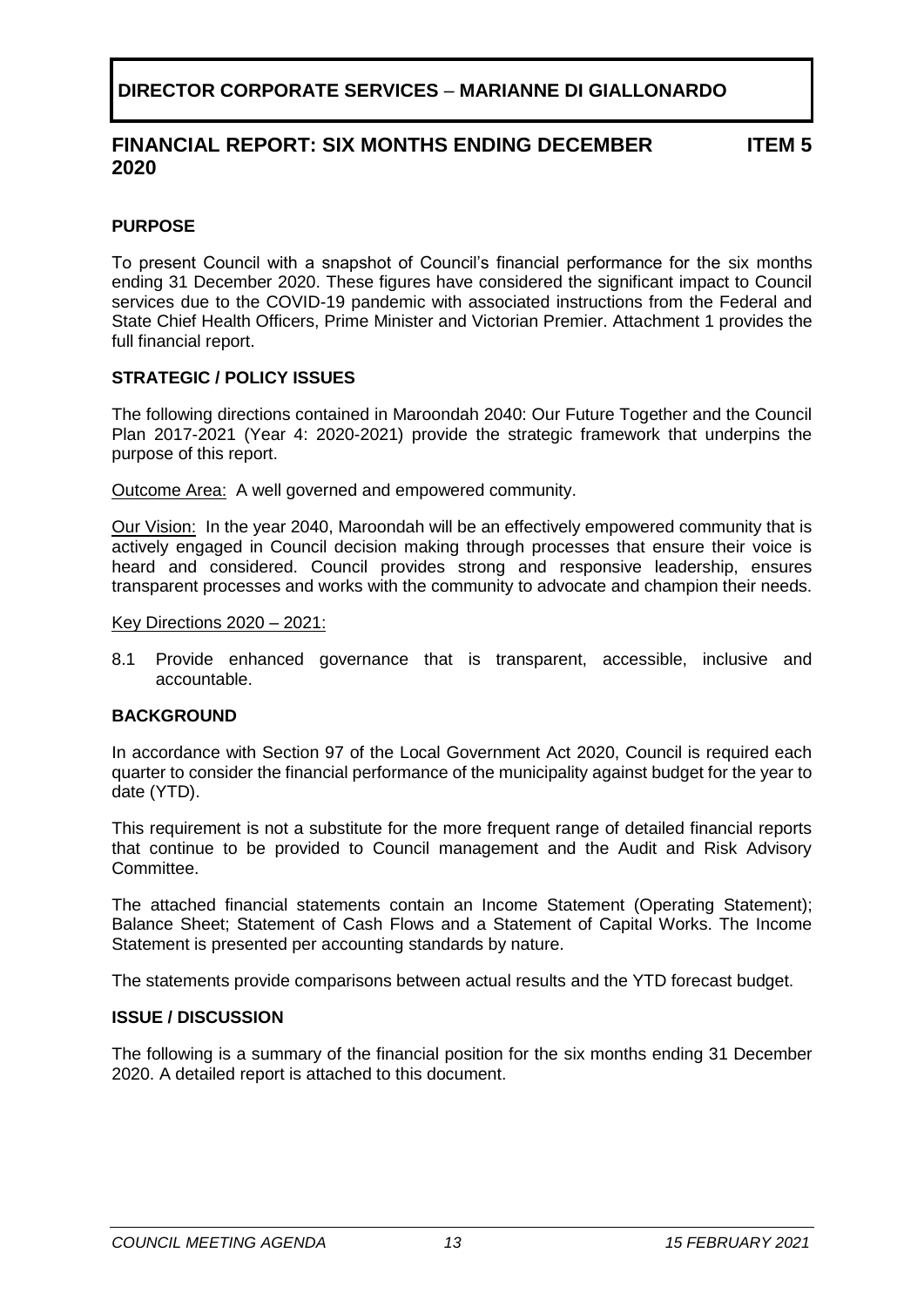**DIRECTOR CORPORATE SERVICES – MARIANNE DI GIALLONARDO**

## FINANCIAL REPORT: SIX MONTHS ENDING DECEMBER 2020 — ITEM 5

### PURPOSE

To present Council with a snapshot of Council's financial performance for the six months ending 31 December 2020. These figures have considered the significant impact to Council services due to the COVID-19 pandemic with associated instructions from the Federal and State Chief Health Officers, Prime Minister and Victorian Premier. Attachment 1 provides the full financial report.

### STRATEGIC / POLICY ISSUES

The following directions contained in Maroondah 2040: Our Future Together and the Council Plan 2017-2021 (Year 4: 2020-2021) provide the strategic framework that underpins the purpose of this report.

<u>Outcome Area:</u> A well governed and empowered community.

<u>Our Vision:</u> In the year 2040, Maroondah will be an effectively empowered community that is actively engaged in Council decision making through processes that ensure their voice is heard and considered. Council provides strong and responsive leadership, ensures transparent processes and works with the community to advocate and champion their needs.

<u>Key Directions 2020 – 2021:</u>

8.1 Provide enhanced governance that is transparent, accessible, inclusive and accountable.

### BACKGROUND

In accordance with Section 97 of the Local Government Act 2020, Council is required each quarter to consider the financial performance of the municipality against budget for the year to date (YTD).

This requirement is not a substitute for the more frequent range of detailed financial reports that continue to be provided to Council management and the Audit and Risk Advisory Committee.

The attached financial statements contain an Income Statement (Operating Statement); Balance Sheet; Statement of Cash Flows and a Statement of Capital Works. The Income Statement is presented per accounting standards by nature.

The statements provide comparisons between actual results and the YTD forecast budget.

### ISSUE / DISCUSSION

The following is a summary of the financial position for the six months ending 31 December 2020. A detailed report is attached to this document.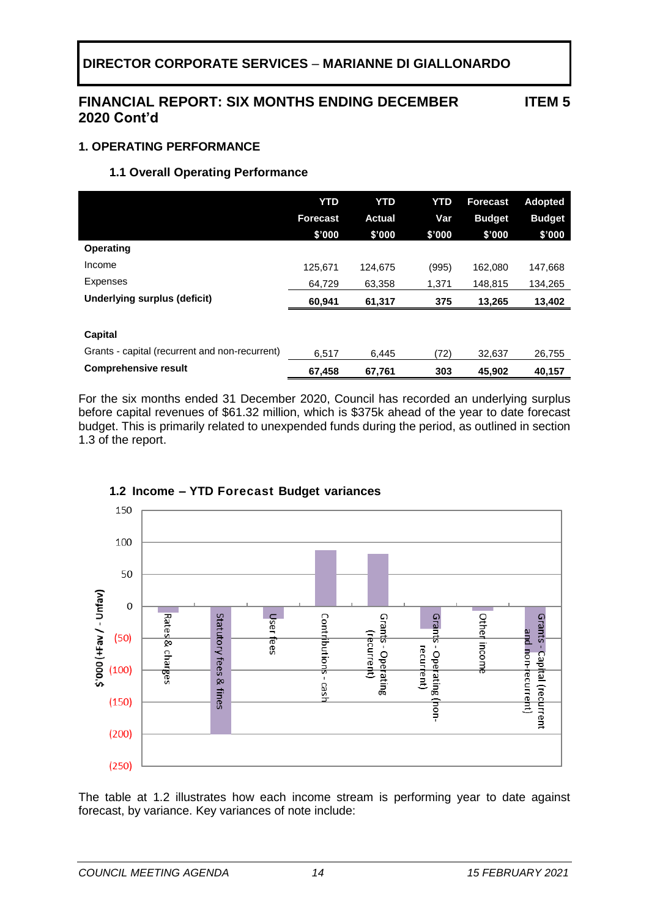**DIRECTOR CORPORATE SERVICES – MARIANNE DI GIALLONARDO**

## FINANCIAL REPORT: SIX MONTHS ENDING DECEMBER 2020 Cont'd

**ITEM 5**

### 1. OPERATING PERFORMANCE

#### 1.1 Overall Operating Performance

| | YTD Forecast $'000 | YTD Actual $'000 | YTD Var $'000 | Forecast Budget $'000 | Adopted Budget $'000 |
|---|---|---|---|---|---|
| **Operating** | | | | | |
| Income | 125,671 | 124,675 | (995) | 162,080 | 147,668 |
| Expenses | 64,729 | 63,358 | 1,371 | 148,815 | 134,265 |
| **Underlying surplus (deficit)** | **60,941** | **61,317** | **375** | **13,265** | **13,402** |
| | | | | | |
| **Capital** | | | | | |
| Grants - capital (recurrent and non-recurrent) | 6,517 | 6,445 | (72) | 32,637 | 26,755 |
| **Comprehensive result** | **67,458** | **67,761** | **303** | **45,902** | **40,157** |

For the six months ended 31 December 2020, Council has recorded an underlying surplus before capital revenues of $61.32 million, which is $375k ahead of the year to date forecast budget. This is primarily related to unexpended funds during the period, as outlined in section 1.3 of the report.

#### 1.2 Income – YTD Forecast Budget variances

The table at 1.2 illustrates how each income stream is performing year to date against forecast, by variance. Key variances of note include: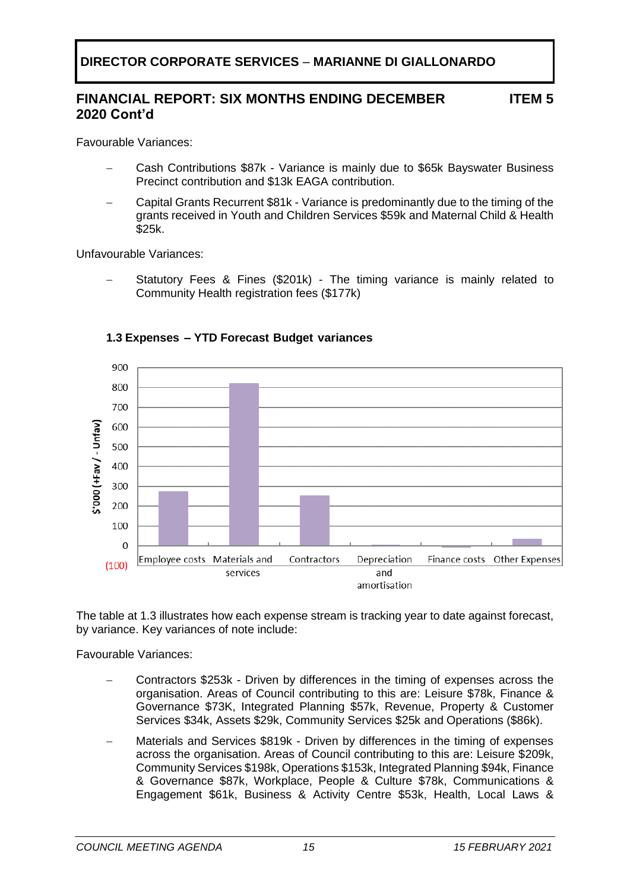**DIRECTOR CORPORATE SERVICES – MARIANNE DI GIALLONARDO**

## FINANCIAL REPORT: SIX MONTHS ENDING DECEMBER 2020 Cont'd — ITEM 5

Favourable Variances:

- Cash Contributions $87k - Variance is mainly due to $65k Bayswater Business Precinct contribution and $13k EAGA contribution.
- Capital Grants Recurrent $81k - Variance is predominantly due to the timing of the grants received in Youth and Children Services $59k and Maternal Child & Health $25k.

Unfavourable Variances:

- Statutory Fees & Fines ($201k) - The timing variance is mainly related to Community Health registration fees ($177k)

### 1.3 Expenses – YTD Forecast Budget variances

The table at 1.3 illustrates how each expense stream is tracking year to date against forecast, by variance. Key variances of note include:

Favourable Variances:

- Contractors $253k - Driven by differences in the timing of expenses across the organisation. Areas of Council contributing to this are: Leisure $78k, Finance & Governance $73K, Integrated Planning $57k, Revenue, Property & Customer Services $34k, Assets $29k, Community Services $25k and Operations ($86k).
- Materials and Services $819k - Driven by differences in the timing of expenses across the organisation. Areas of Council contributing to this are: Leisure $209k, Community Services $198k, Operations $153k, Integrated Planning $94k, Finance & Governance $87k, Workplace, People & Culture $78k, Communications & Engagement $61k, Business & Activity Centre $53k, Health, Local Laws &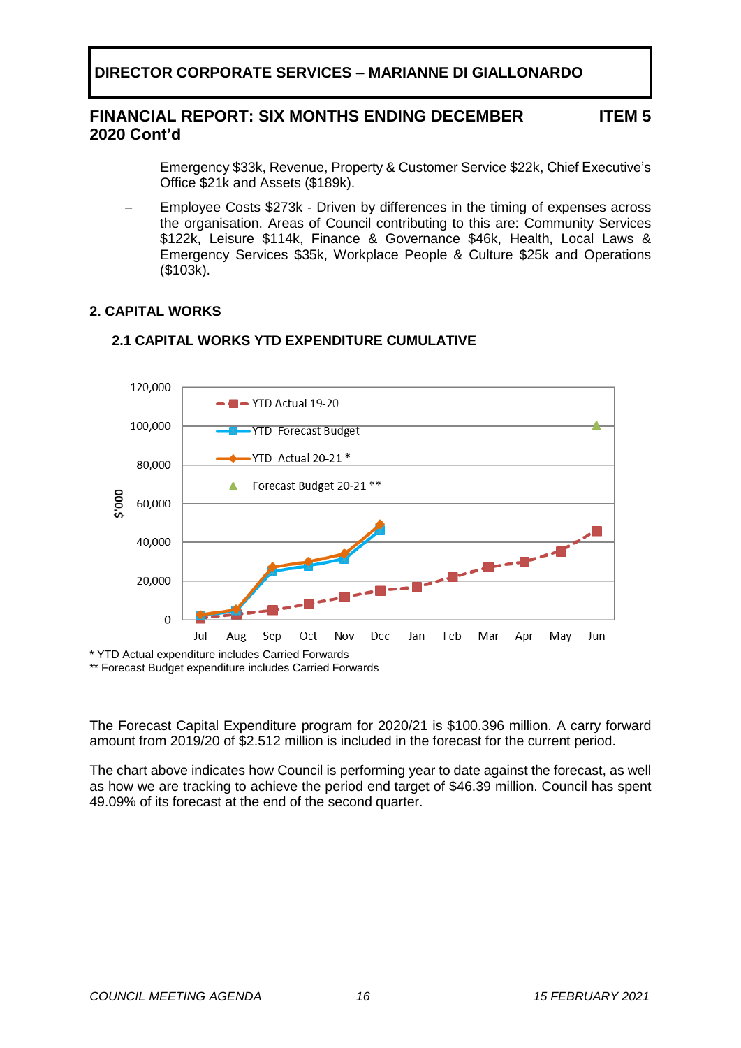## FINANCIAL REPORT: SIX MONTHS ENDING DECEMBER 2020 Cont'd — ITEM 5

Emergency $33k, Revenue, Property & Customer Service $22k, Chief Executive's Office $21k and Assets ($189k).

- Employee Costs $273k - Driven by differences in the timing of expenses across the organisation. Areas of Council contributing to this are: Community Services $122k, Leisure $114k, Finance & Governance $46k, Health, Local Laws & Emergency Services $35k, Workplace People & Culture $25k and Operations ($103k).

### 2. CAPITAL WORKS

#### 2.1 CAPITAL WORKS YTD EXPENDITURE CUMULATIVE

* YTD Actual expenditure includes Carried Forwards

** Forecast Budget expenditure includes Carried Forwards

The Forecast Capital Expenditure program for 2020/21 is $100.396 million. A carry forward amount from 2019/20 of $2.512 million is included in the forecast for the current period.

The chart above indicates how Council is performing year to date against the forecast, as well as how we are tracking to achieve the period end target of $46.39 million. Council has spent 49.09% of its forecast at the end of the second quarter.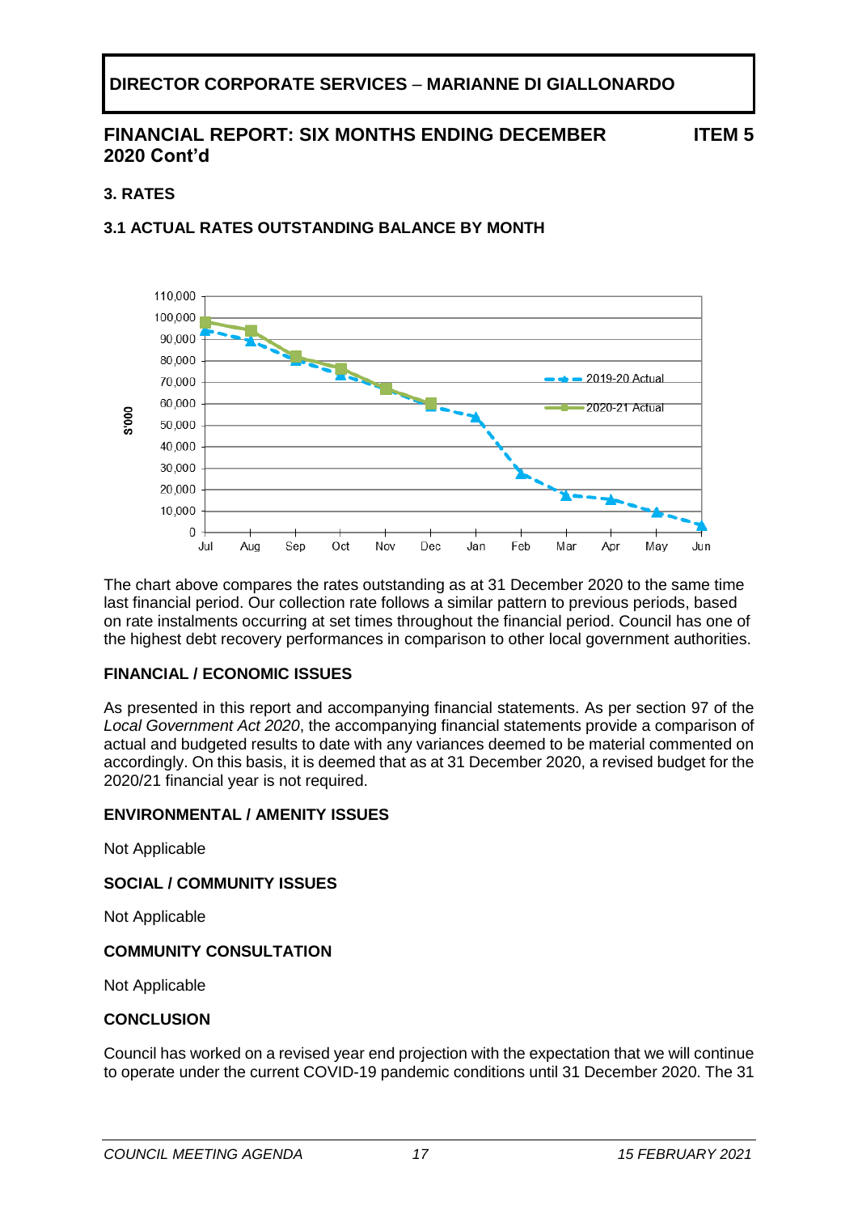**DIRECTOR CORPORATE SERVICES – MARIANNE DI GIALLONARDO**

## FINANCIAL REPORT: SIX MONTHS ENDING DECEMBER 2020 Cont'd — ITEM 5

### 3. RATES

#### 3.1 ACTUAL RATES OUTSTANDING BALANCE BY MONTH

The chart above compares the rates outstanding as at 31 December 2020 to the same time last financial period. Our collection rate follows a similar pattern to previous periods, based on rate instalments occurring at set times throughout the financial period. Council has one of the highest debt recovery performances in comparison to other local government authorities.

### FINANCIAL / ECONOMIC ISSUES

As presented in this report and accompanying financial statements. As per section 97 of the *Local Government Act 2020*, the accompanying financial statements provide a comparison of actual and budgeted results to date with any variances deemed to be material commented on accordingly. On this basis, it is deemed that as at 31 December 2020, a revised budget for the 2020/21 financial year is not required.

### ENVIRONMENTAL / AMENITY ISSUES

Not Applicable

### SOCIAL / COMMUNITY ISSUES

Not Applicable

### COMMUNITY CONSULTATION

Not Applicable

### CONCLUSION

Council has worked on a revised year end projection with the expectation that we will continue to operate under the current COVID-19 pandemic conditions until 31 December 2020. The 31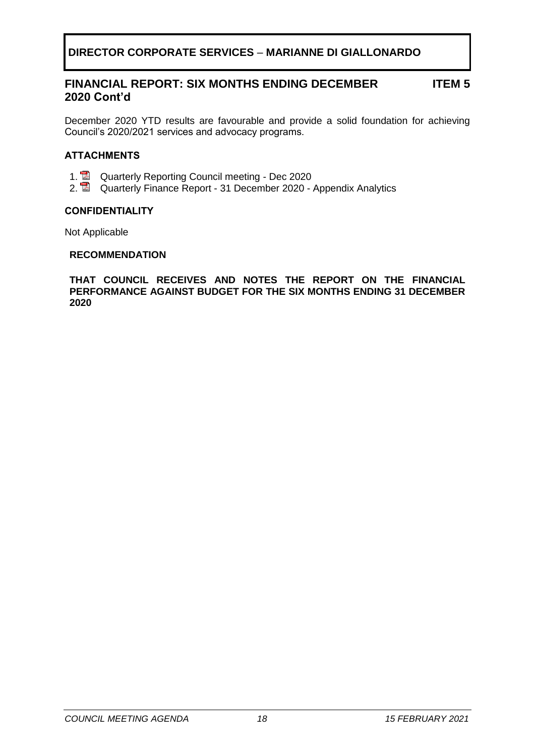**DIRECTOR CORPORATE SERVICES – MARIANNE DI GIALLONARDO**

## FINANCIAL REPORT: SIX MONTHS ENDING DECEMBER 2020 Cont'd — ITEM 5

December 2020 YTD results are favourable and provide a solid foundation for achieving Council's 2020/2021 services and advocacy programs.

### ATTACHMENTS

1. Quarterly Reporting Council meeting - Dec 2020
2. Quarterly Finance Report - 31 December 2020 - Appendix Analytics

### CONFIDENTIALITY

Not Applicable

### RECOMMENDATION

**THAT COUNCIL RECEIVES AND NOTES THE REPORT ON THE FINANCIAL PERFORMANCE AGAINST BUDGET FOR THE SIX MONTHS ENDING 31 DECEMBER 2020**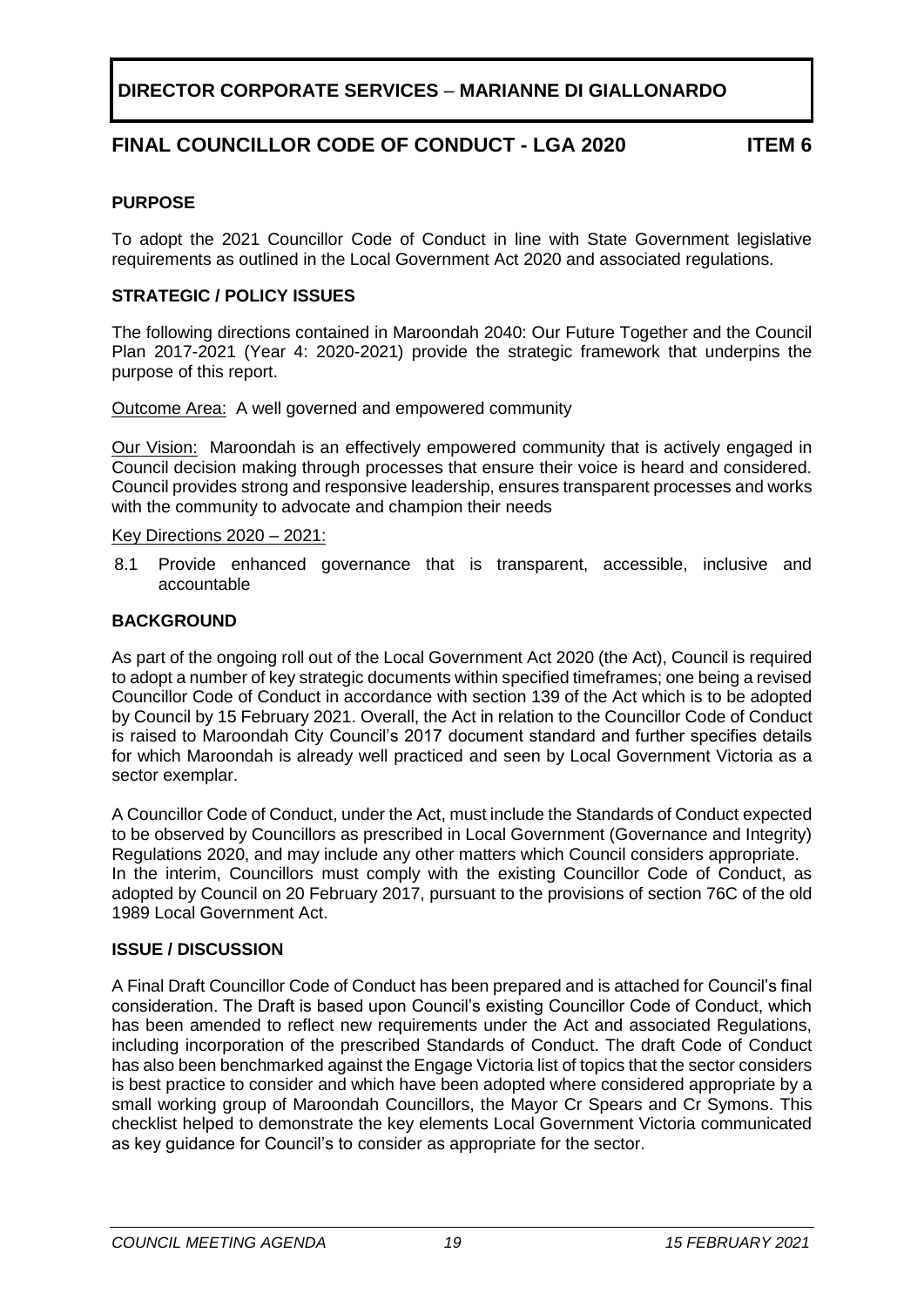# DIRECTOR CORPORATE SERVICES – MARIANNE DI GIALLONARDO

## FINAL COUNCILLOR CODE OF CONDUCT - LGA 2020 ITEM 6

### PURPOSE

To adopt the 2021 Councillor Code of Conduct in line with State Government legislative requirements as outlined in the Local Government Act 2020 and associated regulations.

### STRATEGIC / POLICY ISSUES

The following directions contained in Maroondah 2040: Our Future Together and the Council Plan 2017-2021 (Year 4: 2020-2021) provide the strategic framework that underpins the purpose of this report.

Outcome Area: A well governed and empowered community

Our Vision: Maroondah is an effectively empowered community that is actively engaged in Council decision making through processes that ensure their voice is heard and considered. Council provides strong and responsive leadership, ensures transparent processes and works with the community to advocate and champion their needs

Key Directions 2020 – 2021:

8.1 Provide enhanced governance that is transparent, accessible, inclusive and accountable

### BACKGROUND

As part of the ongoing roll out of the Local Government Act 2020 (the Act), Council is required to adopt a number of key strategic documents within specified timeframes; one being a revised Councillor Code of Conduct in accordance with section 139 of the Act which is to be adopted by Council by 15 February 2021. Overall, the Act in relation to the Councillor Code of Conduct is raised to Maroondah City Council's 2017 document standard and further specifies details for which Maroondah is already well practiced and seen by Local Government Victoria as a sector exemplar.

A Councillor Code of Conduct, under the Act, must include the Standards of Conduct expected to be observed by Councillors as prescribed in Local Government (Governance and Integrity) Regulations 2020, and may include any other matters which Council considers appropriate.
In the interim, Councillors must comply with the existing Councillor Code of Conduct, as adopted by Council on 20 February 2017, pursuant to the provisions of section 76C of the old 1989 Local Government Act.

### ISSUE / DISCUSSION

A Final Draft Councillor Code of Conduct has been prepared and is attached for Council's final consideration. The Draft is based upon Council's existing Councillor Code of Conduct, which has been amended to reflect new requirements under the Act and associated Regulations, including incorporation of the prescribed Standards of Conduct. The draft Code of Conduct has also been benchmarked against the Engage Victoria list of topics that the sector considers is best practice to consider and which have been adopted where considered appropriate by a small working group of Maroondah Councillors, the Mayor Cr Spears and Cr Symons. This checklist helped to demonstrate the key elements Local Government Victoria communicated as key guidance for Council's to consider as appropriate for the sector.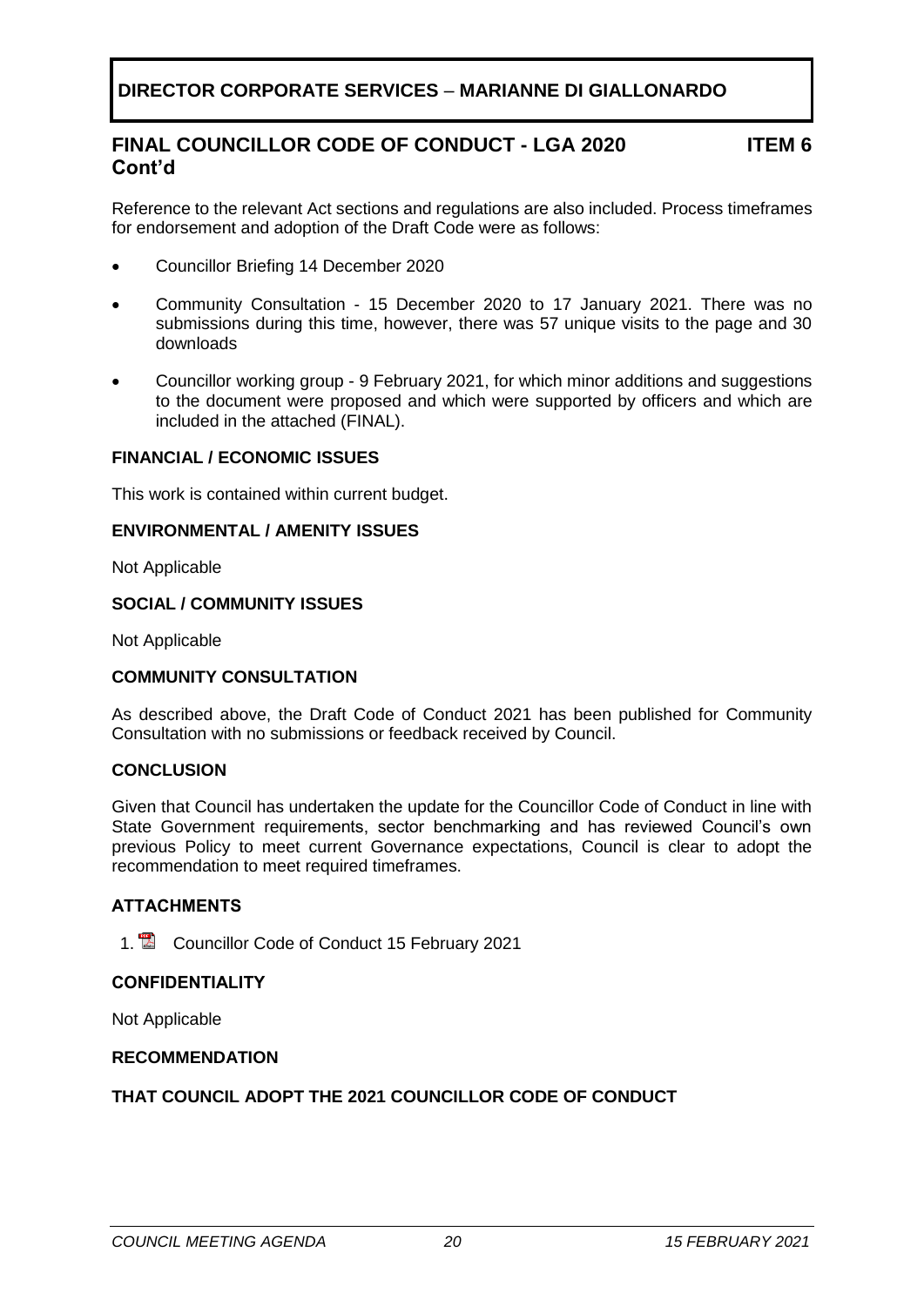**DIRECTOR CORPORATE SERVICES – MARIANNE DI GIALLONARDO**

## FINAL COUNCILLOR CODE OF CONDUCT - LGA 2020 Cont'd — ITEM 6

Reference to the relevant Act sections and regulations are also included. Process timeframes for endorsement and adoption of the Draft Code were as follows:

- Councillor Briefing 14 December 2020
- Community Consultation - 15 December 2020 to 17 January 2021. There was no submissions during this time, however, there was 57 unique visits to the page and 30 downloads
- Councillor working group - 9 February 2021, for which minor additions and suggestions to the document were proposed and which were supported by officers and which are included in the attached (FINAL).

### FINANCIAL / ECONOMIC ISSUES

This work is contained within current budget.

### ENVIRONMENTAL / AMENITY ISSUES

Not Applicable

### SOCIAL / COMMUNITY ISSUES

Not Applicable

### COMMUNITY CONSULTATION

As described above, the Draft Code of Conduct 2021 has been published for Community Consultation with no submissions or feedback received by Council.

### CONCLUSION

Given that Council has undertaken the update for the Councillor Code of Conduct in line with State Government requirements, sector benchmarking and has reviewed Council's own previous Policy to meet current Governance expectations, Council is clear to adopt the recommendation to meet required timeframes.

### ATTACHMENTS

1. Councillor Code of Conduct 15 February 2021

### CONFIDENTIALITY

Not Applicable

### RECOMMENDATION

**THAT COUNCIL ADOPT THE 2021 COUNCILLOR CODE OF CONDUCT**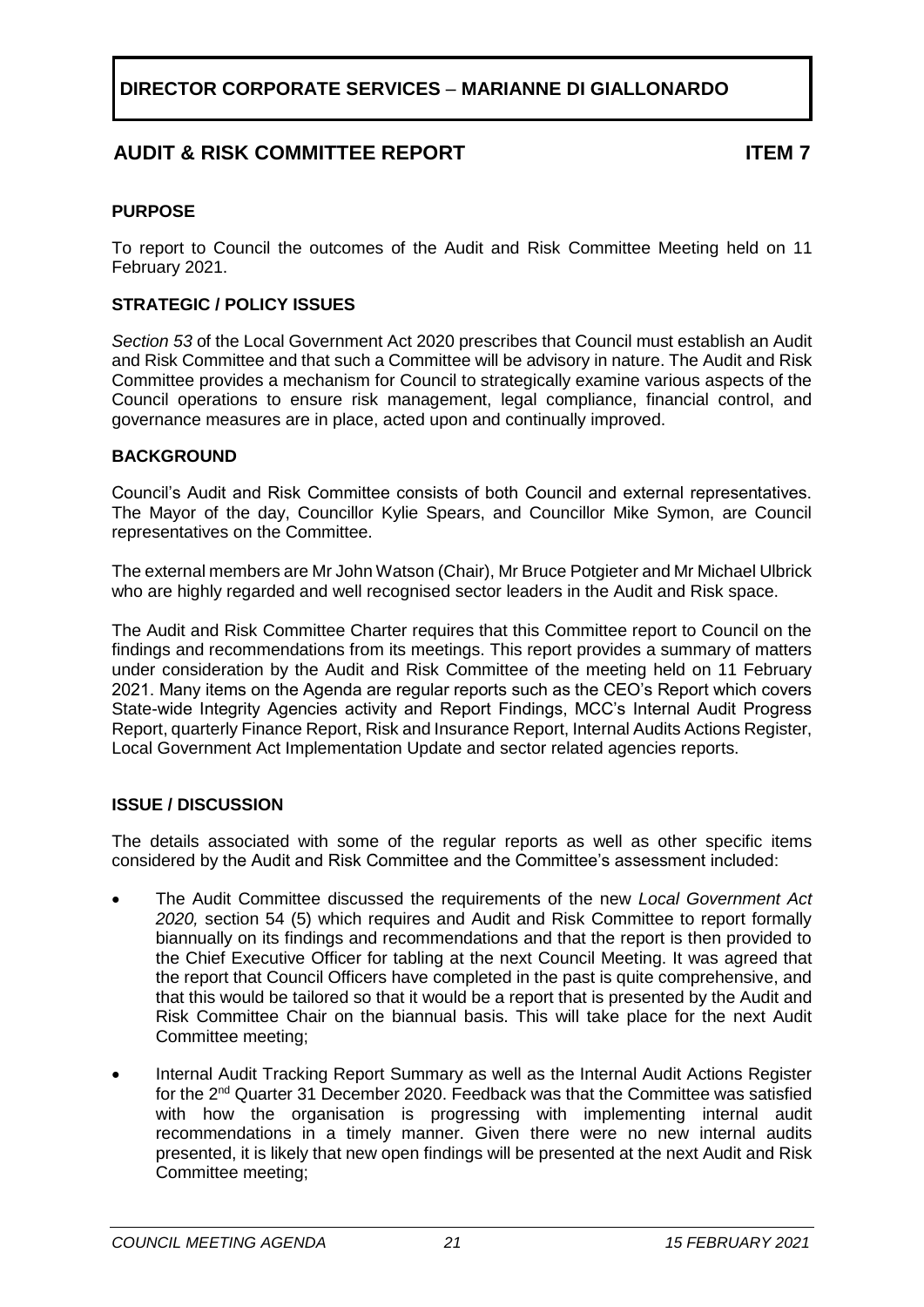**DIRECTOR CORPORATE SERVICES – MARIANNE DI GIALLONARDO**

## AUDIT & RISK COMMITTEE REPORT **ITEM 7**

### PURPOSE

To report to Council the outcomes of the Audit and Risk Committee Meeting held on 11 February 2021.

### STRATEGIC / POLICY ISSUES

*Section 53* of the Local Government Act 2020 prescribes that Council must establish an Audit and Risk Committee and that such a Committee will be advisory in nature. The Audit and Risk Committee provides a mechanism for Council to strategically examine various aspects of the Council operations to ensure risk management, legal compliance, financial control, and governance measures are in place, acted upon and continually improved.

### BACKGROUND

Council's Audit and Risk Committee consists of both Council and external representatives. The Mayor of the day, Councillor Kylie Spears, and Councillor Mike Symon, are Council representatives on the Committee.

The external members are Mr John Watson (Chair), Mr Bruce Potgieter and Mr Michael Ulbrick who are highly regarded and well recognised sector leaders in the Audit and Risk space.

The Audit and Risk Committee Charter requires that this Committee report to Council on the findings and recommendations from its meetings. This report provides a summary of matters under consideration by the Audit and Risk Committee of the meeting held on 11 February 2021. Many items on the Agenda are regular reports such as the CEO's Report which covers State-wide Integrity Agencies activity and Report Findings, MCC's Internal Audit Progress Report, quarterly Finance Report, Risk and Insurance Report, Internal Audits Actions Register, Local Government Act Implementation Update and sector related agencies reports.

### ISSUE / DISCUSSION

The details associated with some of the regular reports as well as other specific items considered by the Audit and Risk Committee and the Committee's assessment included:

- The Audit Committee discussed the requirements of the new *Local Government Act 2020,* section 54 (5) which requires and Audit and Risk Committee to report formally biannually on its findings and recommendations and that the report is then provided to the Chief Executive Officer for tabling at the next Council Meeting. It was agreed that the report that Council Officers have completed in the past is quite comprehensive, and that this would be tailored so that it would be a report that is presented by the Audit and Risk Committee Chair on the biannual basis. This will take place for the next Audit Committee meeting;
- Internal Audit Tracking Report Summary as well as the Internal Audit Actions Register for the 2nd Quarter 31 December 2020. Feedback was that the Committee was satisfied with how the organisation is progressing with implementing internal audit recommendations in a timely manner. Given there were no new internal audits presented, it is likely that new open findings will be presented at the next Audit and Risk Committee meeting;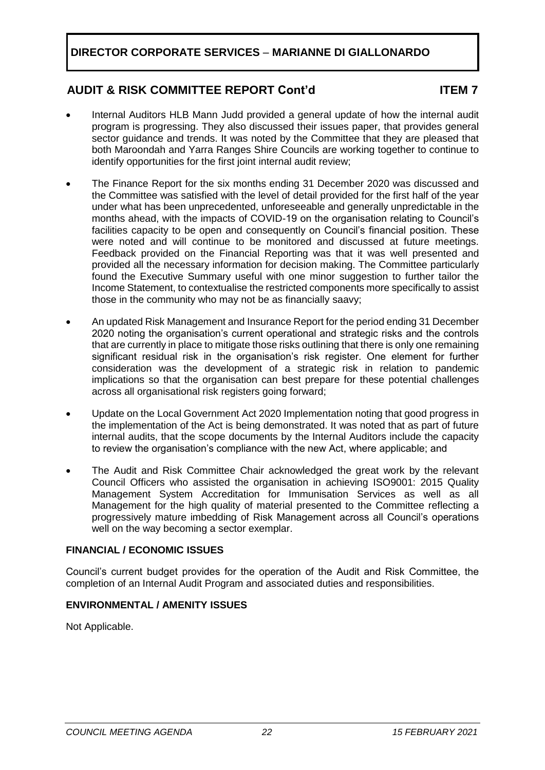**DIRECTOR CORPORATE SERVICES – MARIANNE DI GIALLONARDO**

**AUDIT & RISK COMMITTEE REPORT Cont'd** **ITEM 7**

- Internal Auditors HLB Mann Judd provided a general update of how the internal audit program is progressing. They also discussed their issues paper, that provides general sector guidance and trends. It was noted by the Committee that they are pleased that both Maroondah and Yarra Ranges Shire Councils are working together to continue to identify opportunities for the first joint internal audit review;

- The Finance Report for the six months ending 31 December 2020 was discussed and the Committee was satisfied with the level of detail provided for the first half of the year under what has been unprecedented, unforeseeable and generally unpredictable in the months ahead, with the impacts of COVID-19 on the organisation relating to Council's facilities capacity to be open and consequently on Council's financial position. These were noted and will continue to be monitored and discussed at future meetings. Feedback provided on the Financial Reporting was that it was well presented and provided all the necessary summary information for decision making. The Committee particularly found the Executive Summary useful with one minor suggestion to further tailor the Income Statement, to contextualise the restricted components more specifically to assist those in the community who may not be as financially saavy;

- An updated Risk Management and Insurance Report for the period ending 31 December 2020 noting the organisation's current operational and strategic risks and the controls that are currently in place to mitigate those risks outlining that there is only one remaining significant residual risk in the organisation's risk register. One element for further consideration was the development of a strategic risk in relation to pandemic implications so that the organisation can best prepare for these potential challenges across all organisational risk registers going forward;

- Update on the Local Government Act 2020 Implementation noting that good progress in the implementation of the Act is being demonstrated. It was noted that as part of future internal audits, that the scope documents by the Internal Auditors include the capacity to review the organisation's compliance with the new Act, where applicable; and

- The Audit and Risk Committee Chair acknowledged the great work by the relevant Council Officers who assisted the organisation in achieving ISO9001: 2015 Quality Management System Accreditation for Immunisation Services as well as all Management for the high quality of material presented to the Committee reflecting a progressively mature imbedding of Risk Management across all Council's operations well on the way becoming a sector exemplar.

**FINANCIAL / ECONOMIC ISSUES**

Council's current budget provides for the operation of the Audit and Risk Committee, the completion of an Internal Audit Program and associated duties and responsibilities.

**ENVIRONMENTAL / AMENITY ISSUES**

Not Applicable.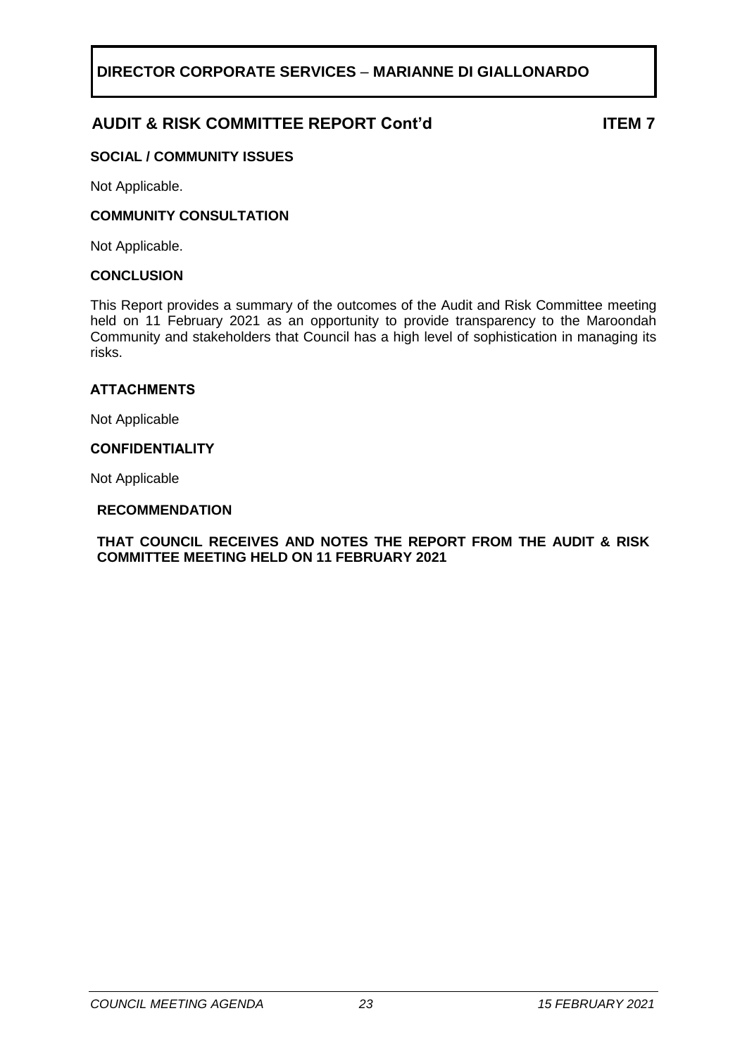**DIRECTOR CORPORATE SERVICES – MARIANNE DI GIALLONARDO**

## AUDIT & RISK COMMITTEE REPORT Cont'd **ITEM 7**

**SOCIAL / COMMUNITY ISSUES**

Not Applicable.

**COMMUNITY CONSULTATION**

Not Applicable.

**CONCLUSION**

This Report provides a summary of the outcomes of the Audit and Risk Committee meeting held on 11 February 2021 as an opportunity to provide transparency to the Maroondah Community and stakeholders that Council has a high level of sophistication in managing its risks.

**ATTACHMENTS**

Not Applicable

**CONFIDENTIALITY**

Not Applicable

**RECOMMENDATION**

**THAT COUNCIL RECEIVES AND NOTES THE REPORT FROM THE AUDIT & RISK COMMITTEE MEETING HELD ON 11 FEBRUARY 2021**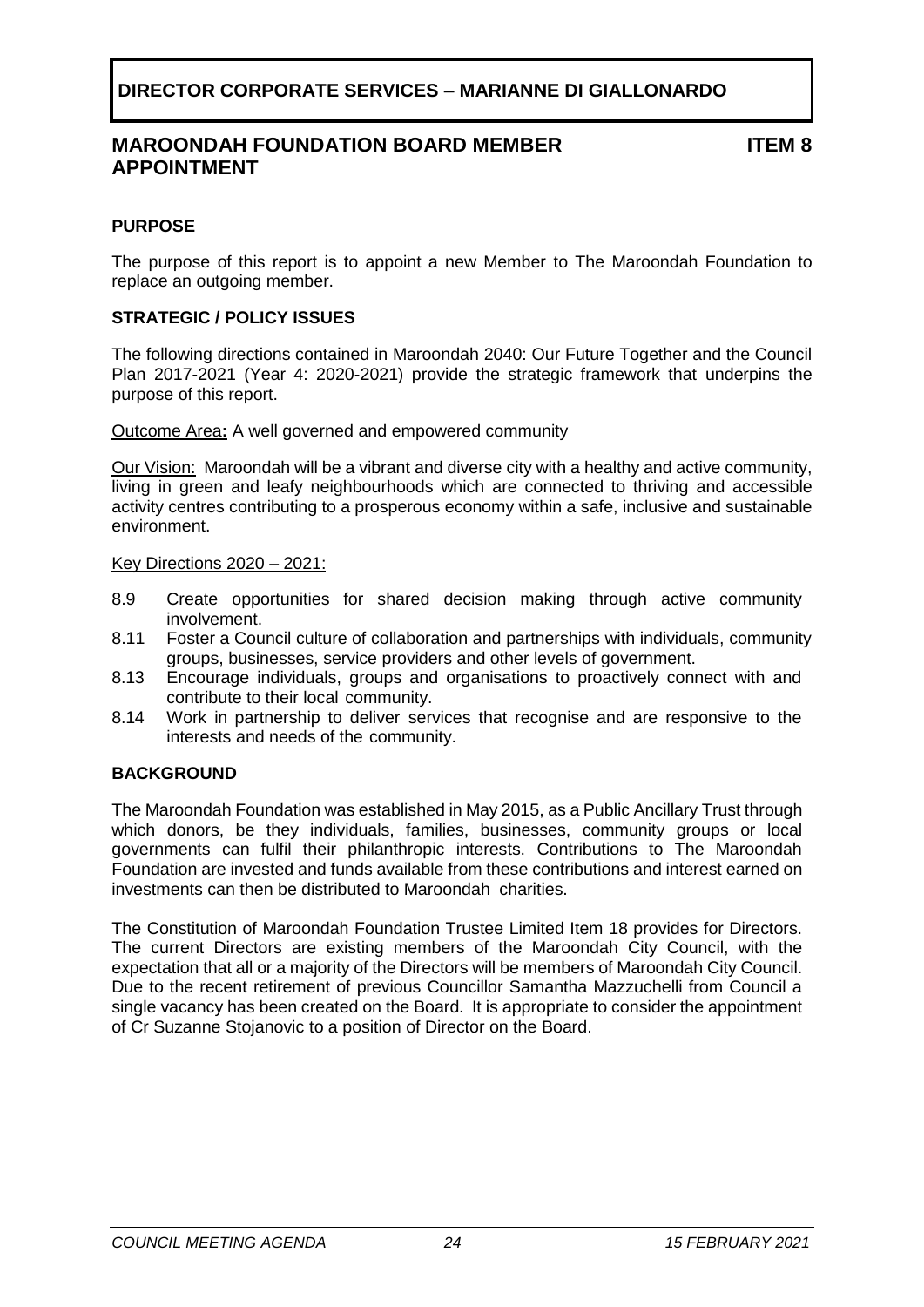# DIRECTOR CORPORATE SERVICES – MARIANNE DI GIALLONARDO

## MAROONDAH FOUNDATION BOARD MEMBER APPOINTMENT

**ITEM 8**

### PURPOSE

The purpose of this report is to appoint a new Member to The Maroondah Foundation to replace an outgoing member.

### STRATEGIC / POLICY ISSUES

The following directions contained in Maroondah 2040: Our Future Together and the Council Plan 2017-2021 (Year 4: 2020-2021) provide the strategic framework that underpins the purpose of this report.

Outcome Area**:** A well governed and empowered community

Our Vision: Maroondah will be a vibrant and diverse city with a healthy and active community, living in green and leafy neighbourhoods which are connected to thriving and accessible activity centres contributing to a prosperous economy within a safe, inclusive and sustainable environment.

Key Directions 2020 – 2021:

- 8.9 Create opportunities for shared decision making through active community involvement.
- 8.11 Foster a Council culture of collaboration and partnerships with individuals, community groups, businesses, service providers and other levels of government.
- 8.13 Encourage individuals, groups and organisations to proactively connect with and contribute to their local community.
- 8.14 Work in partnership to deliver services that recognise and are responsive to the interests and needs of the community.

### BACKGROUND

The Maroondah Foundation was established in May 2015, as a Public Ancillary Trust through which donors, be they individuals, families, businesses, community groups or local governments can fulfil their philanthropic interests. Contributions to The Maroondah Foundation are invested and funds available from these contributions and interest earned on investments can then be distributed to Maroondah charities.

The Constitution of Maroondah Foundation Trustee Limited Item 18 provides for Directors. The current Directors are existing members of the Maroondah City Council, with the expectation that all or a majority of the Directors will be members of Maroondah City Council. Due to the recent retirement of previous Councillor Samantha Mazzuchelli from Council a single vacancy has been created on the Board. It is appropriate to consider the appointment of Cr Suzanne Stojanovic to a position of Director on the Board.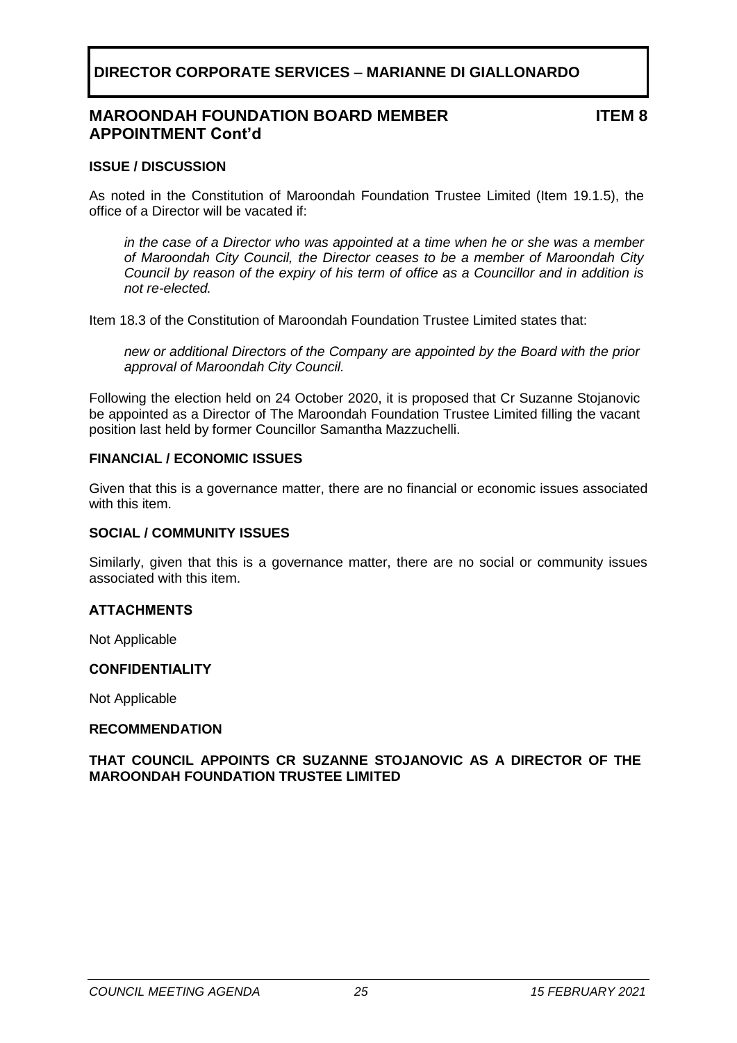**DIRECTOR CORPORATE SERVICES – MARIANNE DI GIALLONARDO**

## MAROONDAH FOUNDATION BOARD MEMBER APPOINTMENT Cont'd

**ITEM 8**

### ISSUE / DISCUSSION

As noted in the Constitution of Maroondah Foundation Trustee Limited (Item 19.1.5), the office of a Director will be vacated if:

> *in the case of a Director who was appointed at a time when he or she was a member of Maroondah City Council, the Director ceases to be a member of Maroondah City Council by reason of the expiry of his term of office as a Councillor and in addition is not re-elected.*

Item 18.3 of the Constitution of Maroondah Foundation Trustee Limited states that:

> *new or additional Directors of the Company are appointed by the Board with the prior approval of Maroondah City Council.*

Following the election held on 24 October 2020, it is proposed that Cr Suzanne Stojanovic be appointed as a Director of The Maroondah Foundation Trustee Limited filling the vacant position last held by former Councillor Samantha Mazzuchelli.

### FINANCIAL / ECONOMIC ISSUES

Given that this is a governance matter, there are no financial or economic issues associated with this item.

### SOCIAL / COMMUNITY ISSUES

Similarly, given that this is a governance matter, there are no social or community issues associated with this item.

### ATTACHMENTS

Not Applicable

### CONFIDENTIALITY

Not Applicable

### RECOMMENDATION

**THAT COUNCIL APPOINTS CR SUZANNE STOJANOVIC AS A DIRECTOR OF THE MAROONDAH FOUNDATION TRUSTEE LIMITED**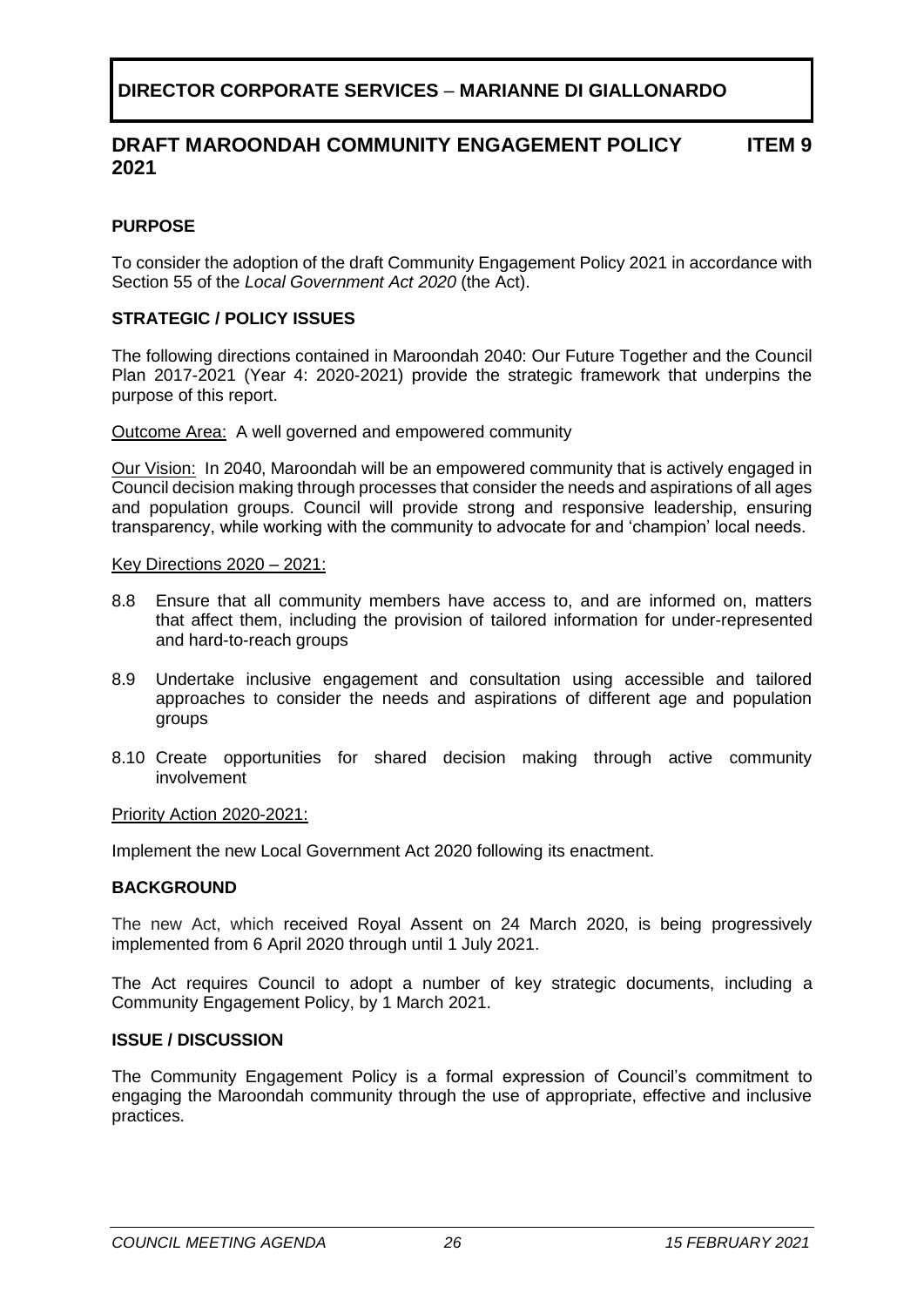**DIRECTOR CORPORATE SERVICES – MARIANNE DI GIALLONARDO**

## DRAFT MAROONDAH COMMUNITY ENGAGEMENT POLICY 2021 — ITEM 9

### PURPOSE

To consider the adoption of the draft Community Engagement Policy 2021 in accordance with Section 55 of the *Local Government Act 2020* (the Act).

### STRATEGIC / POLICY ISSUES

The following directions contained in Maroondah 2040: Our Future Together and the Council Plan 2017-2021 (Year 4: 2020-2021) provide the strategic framework that underpins the purpose of this report.

Outcome Area: A well governed and empowered community

Our Vision: In 2040, Maroondah will be an empowered community that is actively engaged in Council decision making through processes that consider the needs and aspirations of all ages and population groups. Council will provide strong and responsive leadership, ensuring transparency, while working with the community to advocate for and 'champion' local needs.

Key Directions 2020 – 2021:

8.8 Ensure that all community members have access to, and are informed on, matters that affect them, including the provision of tailored information for under-represented and hard-to-reach groups

8.9 Undertake inclusive engagement and consultation using accessible and tailored approaches to consider the needs and aspirations of different age and population groups

8.10 Create opportunities for shared decision making through active community involvement

Priority Action 2020-2021:

Implement the new Local Government Act 2020 following its enactment.

### BACKGROUND

The new Act, which received Royal Assent on 24 March 2020, is being progressively implemented from 6 April 2020 through until 1 July 2021.

The Act requires Council to adopt a number of key strategic documents, including a Community Engagement Policy, by 1 March 2021.

### ISSUE / DISCUSSION

The Community Engagement Policy is a formal expression of Council's commitment to engaging the Maroondah community through the use of appropriate, effective and inclusive practices.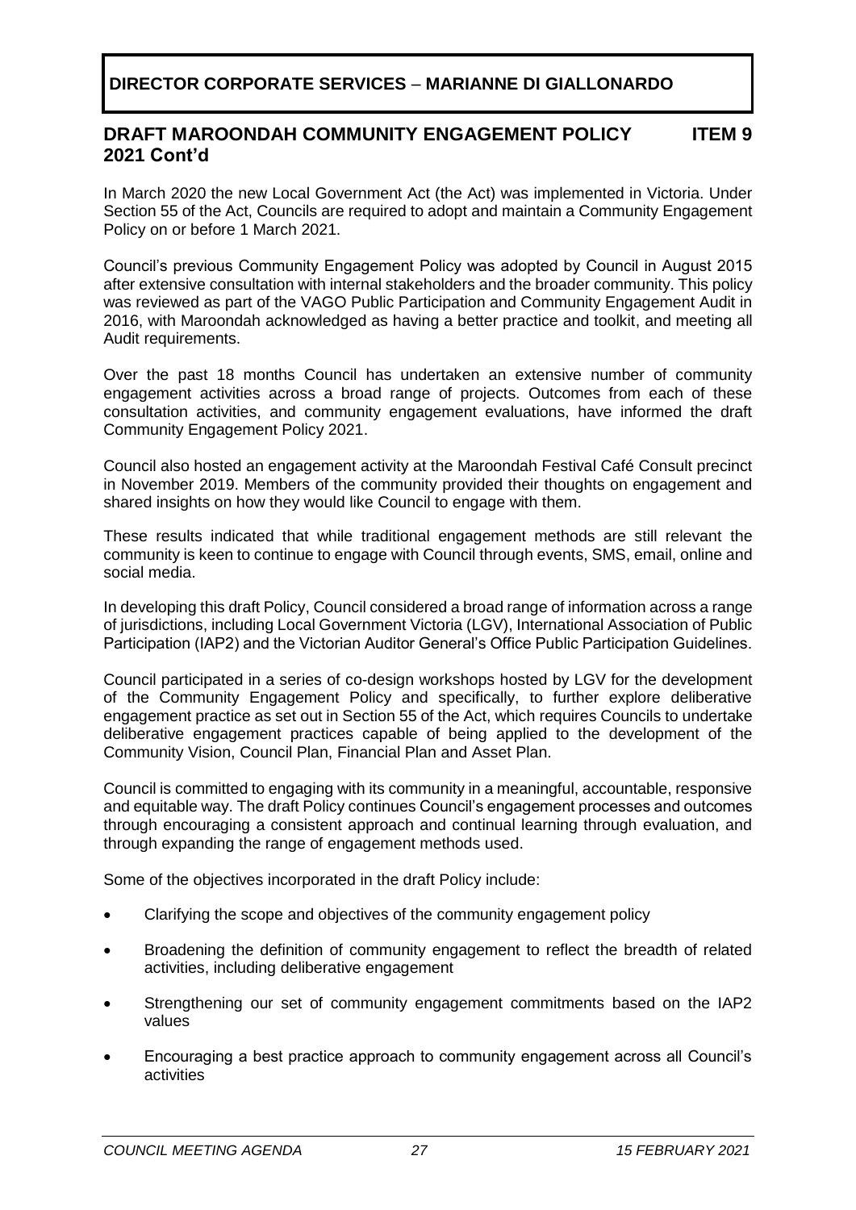**DIRECTOR CORPORATE SERVICES – MARIANNE DI GIALLONARDO**

## DRAFT MAROONDAH COMMUNITY ENGAGEMENT POLICY 2021 Cont'd — ITEM 9

In March 2020 the new Local Government Act (the Act) was implemented in Victoria. Under Section 55 of the Act, Councils are required to adopt and maintain a Community Engagement Policy on or before 1 March 2021.

Council's previous Community Engagement Policy was adopted by Council in August 2015 after extensive consultation with internal stakeholders and the broader community. This policy was reviewed as part of the VAGO Public Participation and Community Engagement Audit in 2016, with Maroondah acknowledged as having a better practice and toolkit, and meeting all Audit requirements.

Over the past 18 months Council has undertaken an extensive number of community engagement activities across a broad range of projects. Outcomes from each of these consultation activities, and community engagement evaluations, have informed the draft Community Engagement Policy 2021.

Council also hosted an engagement activity at the Maroondah Festival Café Consult precinct in November 2019. Members of the community provided their thoughts on engagement and shared insights on how they would like Council to engage with them.

These results indicated that while traditional engagement methods are still relevant the community is keen to continue to engage with Council through events, SMS, email, online and social media.

In developing this draft Policy, Council considered a broad range of information across a range of jurisdictions, including Local Government Victoria (LGV), International Association of Public Participation (IAP2) and the Victorian Auditor General's Office Public Participation Guidelines.

Council participated in a series of co-design workshops hosted by LGV for the development of the Community Engagement Policy and specifically, to further explore deliberative engagement practice as set out in Section 55 of the Act, which requires Councils to undertake deliberative engagement practices capable of being applied to the development of the Community Vision, Council Plan, Financial Plan and Asset Plan.

Council is committed to engaging with its community in a meaningful, accountable, responsive and equitable way. The draft Policy continues Council's engagement processes and outcomes through encouraging a consistent approach and continual learning through evaluation, and through expanding the range of engagement methods used.

Some of the objectives incorporated in the draft Policy include:

- Clarifying the scope and objectives of the community engagement policy
- Broadening the definition of community engagement to reflect the breadth of related activities, including deliberative engagement
- Strengthening our set of community engagement commitments based on the IAP2 values
- Encouraging a best practice approach to community engagement across all Council's activities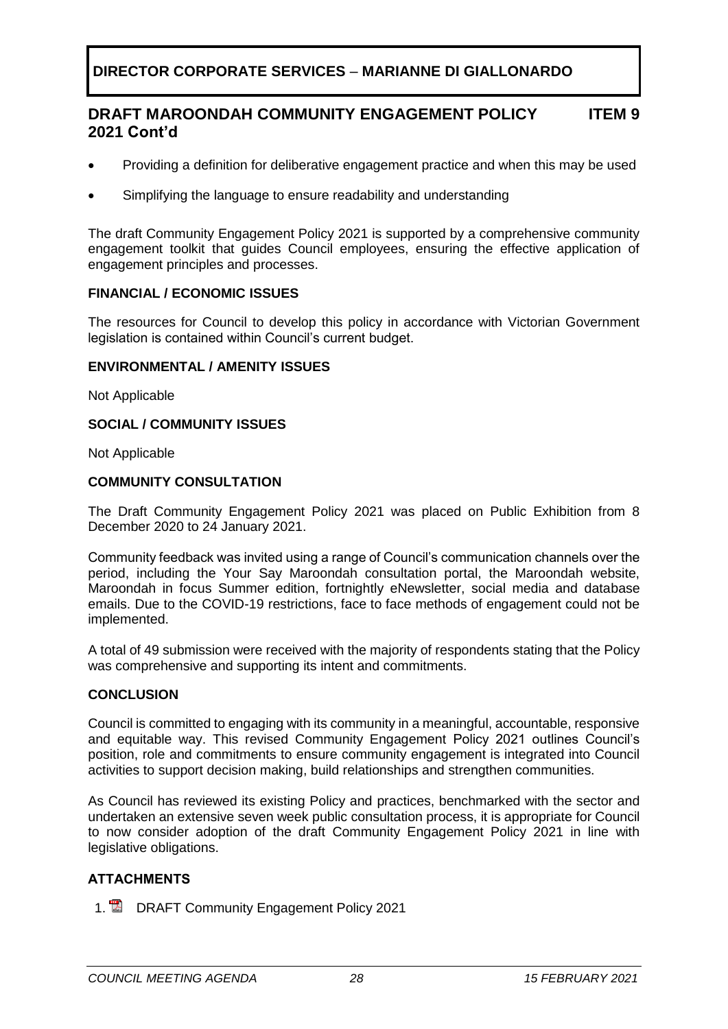## DIRECTOR CORPORATE SERVICES – MARIANNE DI GIALLONARDO

## DRAFT MAROONDAH COMMUNITY ENGAGEMENT POLICY 2021 Cont'd — ITEM 9

- Providing a definition for deliberative engagement practice and when this may be used
- Simplifying the language to ensure readability and understanding

The draft Community Engagement Policy 2021 is supported by a comprehensive community engagement toolkit that guides Council employees, ensuring the effective application of engagement principles and processes.

### FINANCIAL / ECONOMIC ISSUES

The resources for Council to develop this policy in accordance with Victorian Government legislation is contained within Council's current budget.

### ENVIRONMENTAL / AMENITY ISSUES

Not Applicable

### SOCIAL / COMMUNITY ISSUES

Not Applicable

### COMMUNITY CONSULTATION

The Draft Community Engagement Policy 2021 was placed on Public Exhibition from 8 December 2020 to 24 January 2021.

Community feedback was invited using a range of Council's communication channels over the period, including the Your Say Maroondah consultation portal, the Maroondah website, Maroondah in focus Summer edition, fortnightly eNewsletter, social media and database emails. Due to the COVID-19 restrictions, face to face methods of engagement could not be implemented.

A total of 49 submission were received with the majority of respondents stating that the Policy was comprehensive and supporting its intent and commitments.

### CONCLUSION

Council is committed to engaging with its community in a meaningful, accountable, responsive and equitable way. This revised Community Engagement Policy 2021 outlines Council's position, role and commitments to ensure community engagement is integrated into Council activities to support decision making, build relationships and strengthen communities.

As Council has reviewed its existing Policy and practices, benchmarked with the sector and undertaken an extensive seven week public consultation process, it is appropriate for Council to now consider adoption of the draft Community Engagement Policy 2021 in line with legislative obligations.

### ATTACHMENTS

1. DRAFT Community Engagement Policy 2021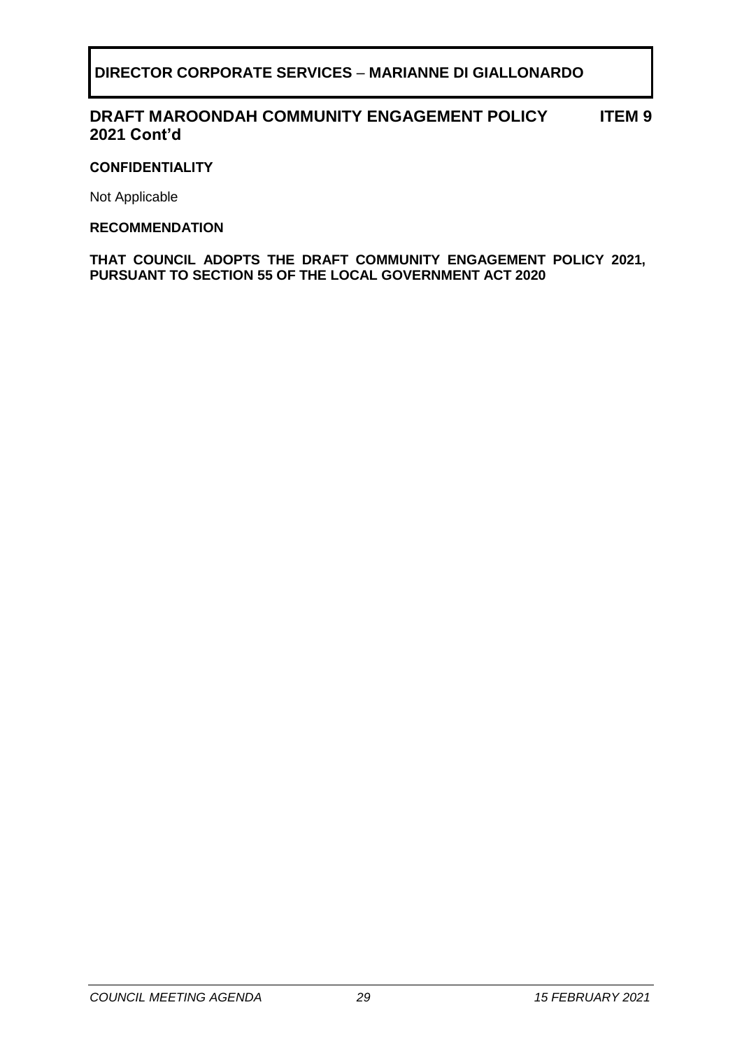**DIRECTOR CORPORATE SERVICES – MARIANNE DI GIALLONARDO**

## DRAFT MAROONDAH COMMUNITY ENGAGEMENT POLICY 2021 Cont'd — ITEM 9

**CONFIDENTIALITY**

Not Applicable

**RECOMMENDATION**

**THAT COUNCIL ADOPTS THE DRAFT COMMUNITY ENGAGEMENT POLICY 2021, PURSUANT TO SECTION 55 OF THE LOCAL GOVERNMENT ACT 2020**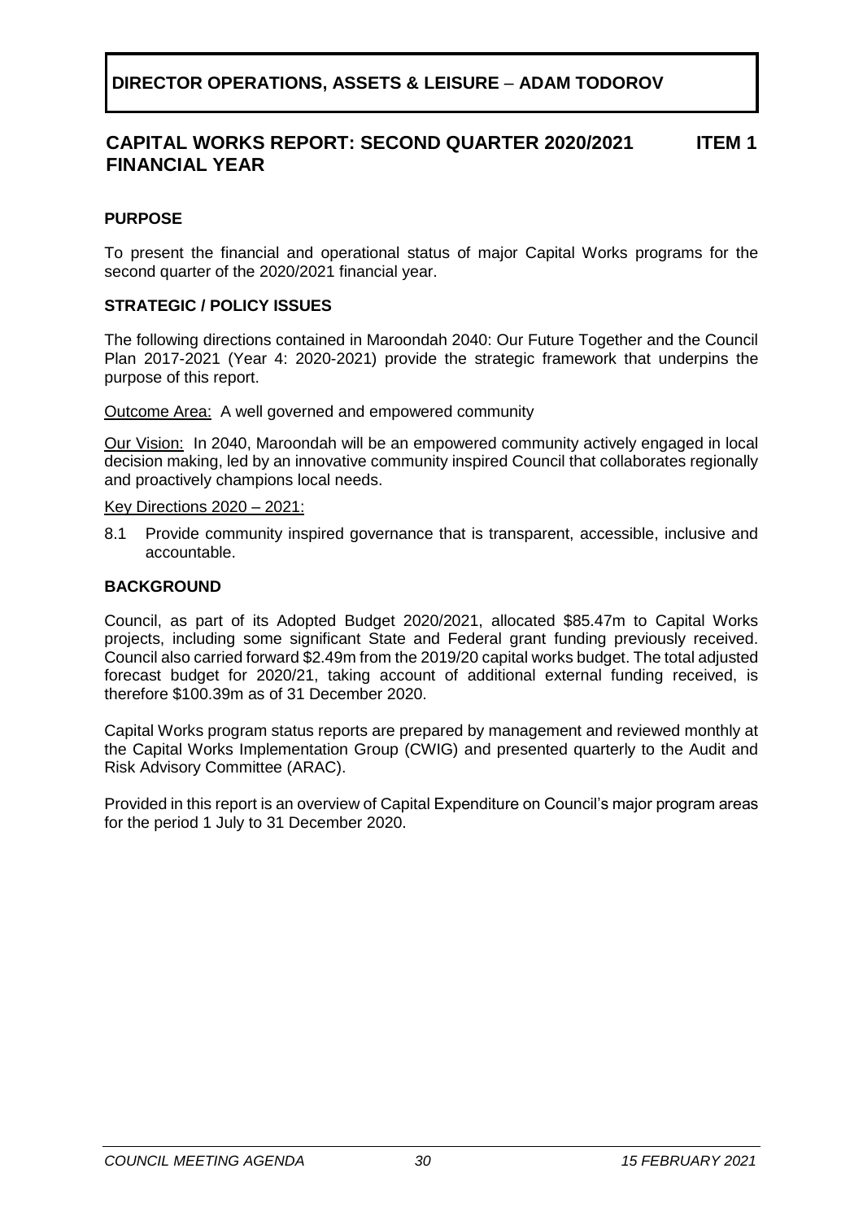## DIRECTOR OPERATIONS, ASSETS & LEISURE – ADAM TODOROV

### CAPITAL WORKS REPORT: SECOND QUARTER 2020/2021 FINANCIAL YEAR — ITEM 1

#### PURPOSE

To present the financial and operational status of major Capital Works programs for the second quarter of the 2020/2021 financial year.

#### STRATEGIC / POLICY ISSUES

The following directions contained in Maroondah 2040: Our Future Together and the Council Plan 2017-2021 (Year 4: 2020-2021) provide the strategic framework that underpins the purpose of this report.

Outcome Area: A well governed and empowered community

Our Vision: In 2040, Maroondah will be an empowered community actively engaged in local decision making, led by an innovative community inspired Council that collaborates regionally and proactively champions local needs.

Key Directions 2020 – 2021:

8.1 Provide community inspired governance that is transparent, accessible, inclusive and accountable.

#### BACKGROUND

Council, as part of its Adopted Budget 2020/2021, allocated $85.47m to Capital Works projects, including some significant State and Federal grant funding previously received. Council also carried forward $2.49m from the 2019/20 capital works budget. The total adjusted forecast budget for 2020/21, taking account of additional external funding received, is therefore $100.39m as of 31 December 2020.

Capital Works program status reports are prepared by management and reviewed monthly at the Capital Works Implementation Group (CWIG) and presented quarterly to the Audit and Risk Advisory Committee (ARAC).

Provided in this report is an overview of Capital Expenditure on Council's major program areas for the period 1 July to 31 December 2020.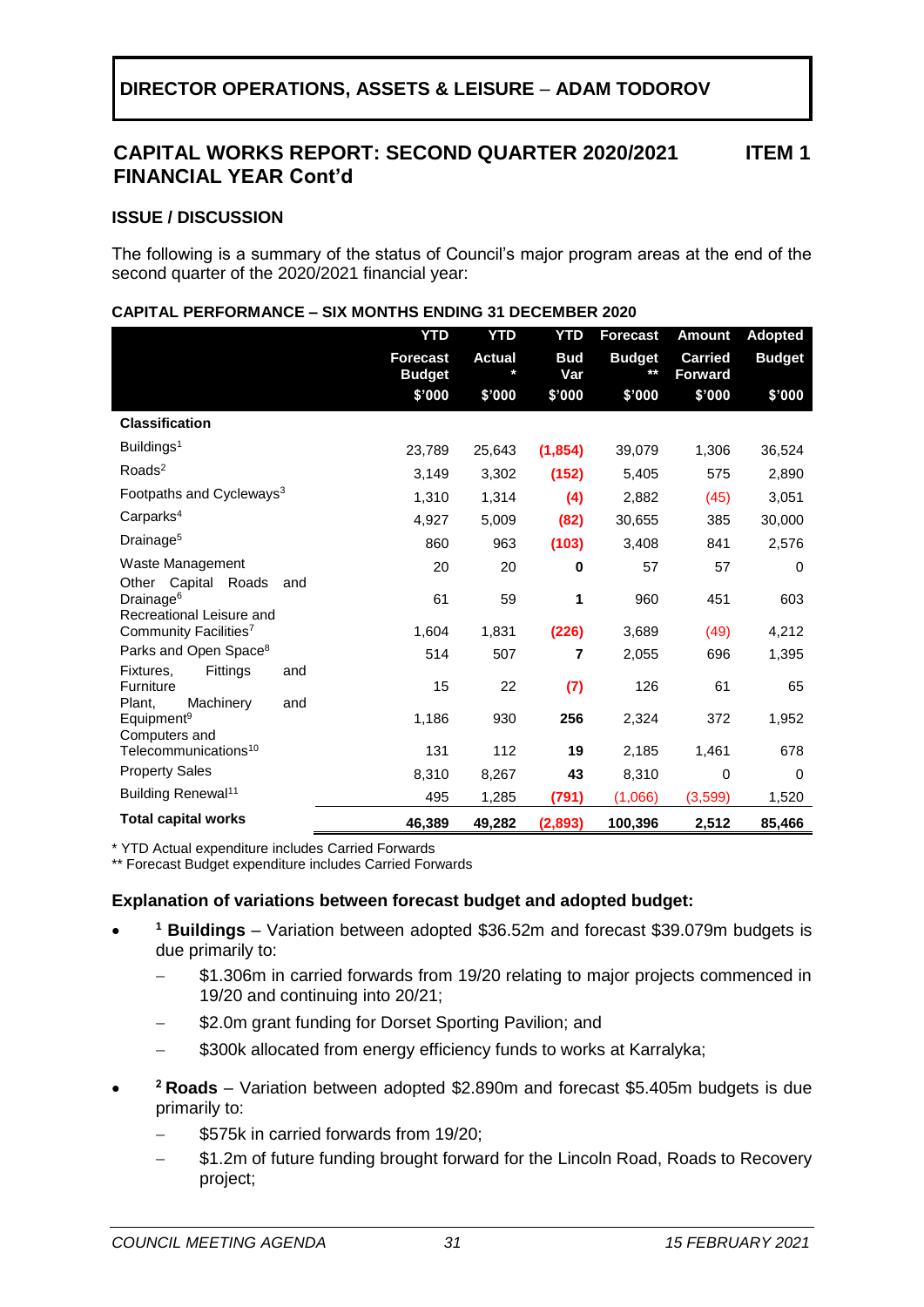**DIRECTOR OPERATIONS, ASSETS & LEISURE – ADAM TODOROV**

## CAPITAL WORKS REPORT: SECOND QUARTER 2020/2021 FINANCIAL YEAR Cont'd

**ITEM 1**

### ISSUE / DISCUSSION

The following is a summary of the status of Council's major program areas at the end of the second quarter of the 2020/2021 financial year:

**CAPITAL PERFORMANCE – SIX MONTHS ENDING 31 DECEMBER 2020**

| | YTD Forecast Budget $'000 | YTD Actual * $'000 | YTD Bud Var $'000 | Forecast Budget ** $'000 | Amount Carried Forward $'000 | Adopted Budget $'000 |
|---|---|---|---|---|---|---|
| **Classification** | | | | | | |
| Buildings[1] | 23,789 | 25,643 | **(1,854)** | 39,079 | 1,306 | 36,524 |
| Roads[2] | 3,149 | 3,302 | **(152)** | 5,405 | 575 | 2,890 |
| Footpaths and Cycleways[3] | 1,310 | 1,314 | **(4)** | 2,882 | (45) | 3,051 |
| Carparks[4] | 4,927 | 5,009 | **(82)** | 30,655 | 385 | 30,000 |
| Drainage[5] | 860 | 963 | **(103)** | 3,408 | 841 | 2,576 |
| Waste Management | 20 | 20 | **0** | 57 | 57 | 0 |
| Other Capital Roads and Drainage[6] | 61 | 59 | **1** | 960 | 451 | 603 |
| Recreational Leisure and Community Facilities[7] | 1,604 | 1,831 | **(226)** | 3,689 | (49) | 4,212 |
| Parks and Open Space[8] | 514 | 507 | **7** | 2,055 | 696 | 1,395 |
| Fixtures, Fittings and Furniture | 15 | 22 | **(7)** | 126 | 61 | 65 |
| Plant, Machinery and Equipment[9] | 1,186 | 930 | **256** | 2,324 | 372 | 1,952 |
| Computers and Telecommunications[10] | 131 | 112 | **19** | 2,185 | 1,461 | 678 |
| Property Sales | 8,310 | 8,267 | **43** | 8,310 | 0 | 0 |
| Building Renewal[11] | 495 | 1,285 | **(791)** | (1,066) | (3,599) | 1,520 |
| **Total capital works** | **46,389** | **49,282** | **(2,893)** | **100,396** | **2,512** | **85,466** |

\* YTD Actual expenditure includes Carried Forwards
\** Forecast Budget expenditure includes Carried Forwards

**Explanation of variations between forecast budget and adopted budget:**

- [1] **Buildings** – Variation between adopted $36.52m and forecast $39.079m budgets is due primarily to:
  - $1.306m in carried forwards from 19/20 relating to major projects commenced in 19/20 and continuing into 20/21;
  - $2.0m grant funding for Dorset Sporting Pavilion; and
  - $300k allocated from energy efficiency funds to works at Karralyka;
- [2] **Roads** – Variation between adopted $2.890m and forecast $5.405m budgets is due primarily to:
  - $575k in carried forwards from 19/20;
  - $1.2m of future funding brought forward for the Lincoln Road, Roads to Recovery project;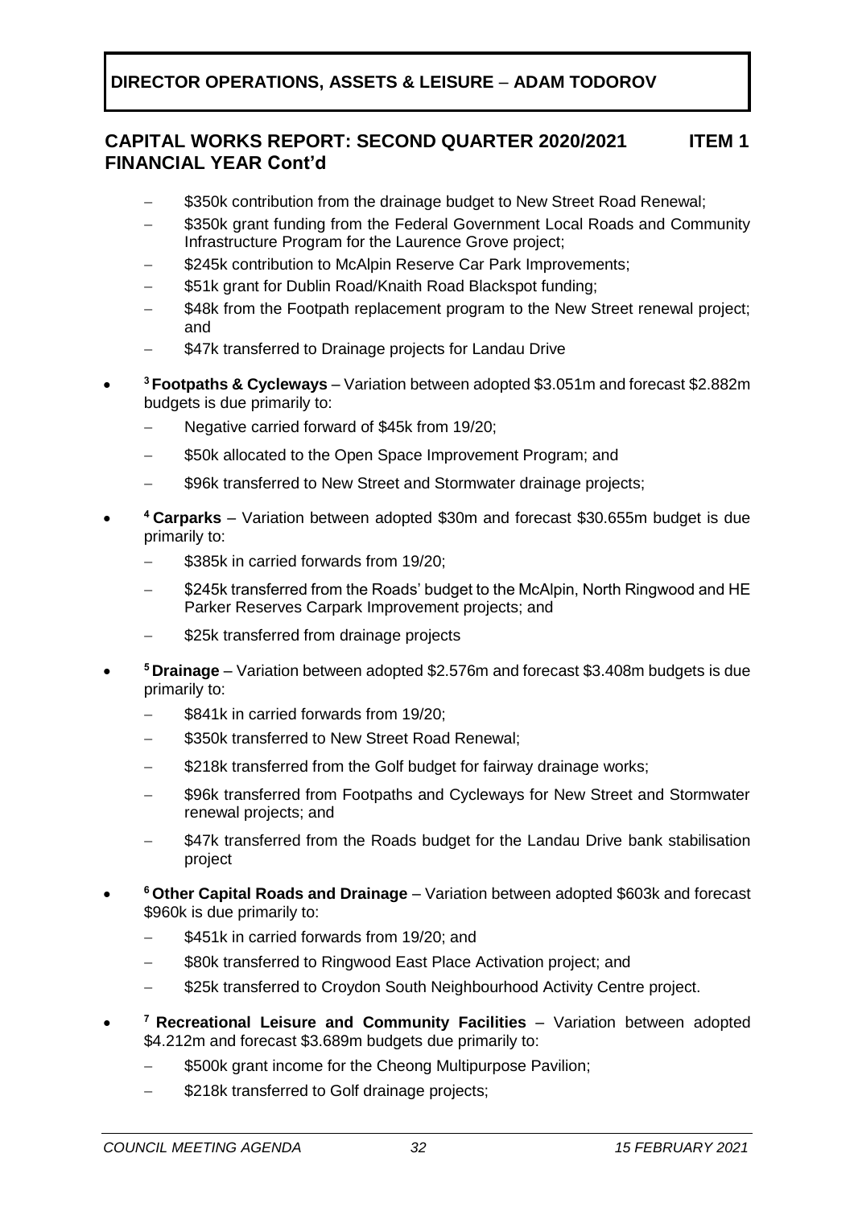**DIRECTOR OPERATIONS, ASSETS & LEISURE – ADAM TODOROV**

## CAPITAL WORKS REPORT: SECOND QUARTER 2020/2021 FINANCIAL YEAR Cont'd — ITEM 1

- $350k contribution from the drainage budget to New Street Road Renewal;
- $350k grant funding from the Federal Government Local Roads and Community Infrastructure Program for the Laurence Grove project;
- $245k contribution to McAlpin Reserve Car Park Improvements;
- $51k grant for Dublin Road/Knaith Road Blackspot funding;
- $48k from the Footpath replacement program to the New Street renewal project; and
- $47k transferred to Drainage projects for Landau Drive

- [3] **Footpaths & Cycleways** – Variation between adopted $3.051m and forecast $2.882m budgets is due primarily to:
  - Negative carried forward of $45k from 19/20;
  - $50k allocated to the Open Space Improvement Program; and
  - $96k transferred to New Street and Stormwater drainage projects;
- [4] **Carparks** – Variation between adopted $30m and forecast $30.655m budget is due primarily to:
  - $385k in carried forwards from 19/20;
  - $245k transferred from the Roads' budget to the McAlpin, North Ringwood and HE Parker Reserves Carpark Improvement projects; and
  - $25k transferred from drainage projects
- [5] **Drainage** – Variation between adopted $2.576m and forecast $3.408m budgets is due primarily to:
  - $841k in carried forwards from 19/20;
  - $350k transferred to New Street Road Renewal;
  - $218k transferred from the Golf budget for fairway drainage works;
  - $96k transferred from Footpaths and Cycleways for New Street and Stormwater renewal projects; and
  - $47k transferred from the Roads budget for the Landau Drive bank stabilisation project
- [6] **Other Capital Roads and Drainage** – Variation between adopted $603k and forecast $960k is due primarily to:
  - $451k in carried forwards from 19/20; and
  - $80k transferred to Ringwood East Place Activation project; and
  - $25k transferred to Croydon South Neighbourhood Activity Centre project.
- [7] **Recreational Leisure and Community Facilities** – Variation between adopted $4.212m and forecast $3.689m budgets due primarily to:
  - $500k grant income for the Cheong Multipurpose Pavilion;
  - $218k transferred to Golf drainage projects;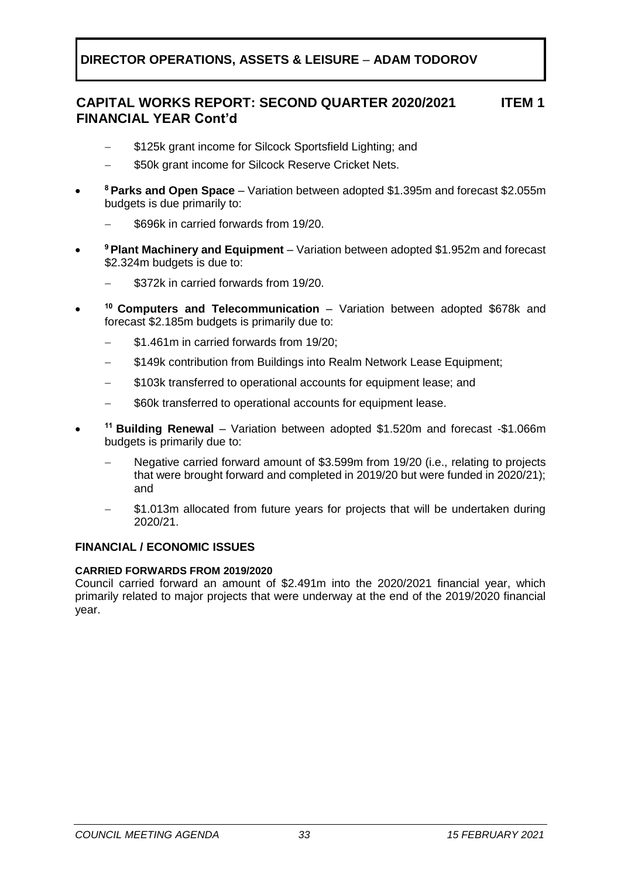- $125k grant income for Silcock Sportsfield Lighting; and
  - $50k grant income for Silcock Reserve Cricket Nets.

- [8] **Parks and Open Space** – Variation between adopted $1.395m and forecast $2.055m budgets is due primarily to:
  - $696k in carried forwards from 19/20.

- [9] **Plant Machinery and Equipment** – Variation between adopted $1.952m and forecast $2.324m budgets is due to:
  - $372k in carried forwards from 19/20.

- [10] **Computers and Telecommunication** – Variation between adopted $678k and forecast $2.185m budgets is primarily due to:
  - $1.461m in carried forwards from 19/20;
  - $149k contribution from Buildings into Realm Network Lease Equipment;
  - $103k transferred to operational accounts for equipment lease; and
  - $60k transferred to operational accounts for equipment lease.

- [11] **Building Renewal** – Variation between adopted $1.520m and forecast -$1.066m budgets is primarily due to:
  - Negative carried forward amount of $3.599m from 19/20 (i.e., relating to projects that were brought forward and completed in 2019/20 but were funded in 2020/21); and
  - $1.013m allocated from future years for projects that will be undertaken during 2020/21.

### FINANCIAL / ECONOMIC ISSUES

#### CARRIED FORWARDS FROM 2019/2020

Council carried forward an amount of $2.491m into the 2020/2021 financial year, which primarily related to major projects that were underway at the end of the 2019/2020 financial year.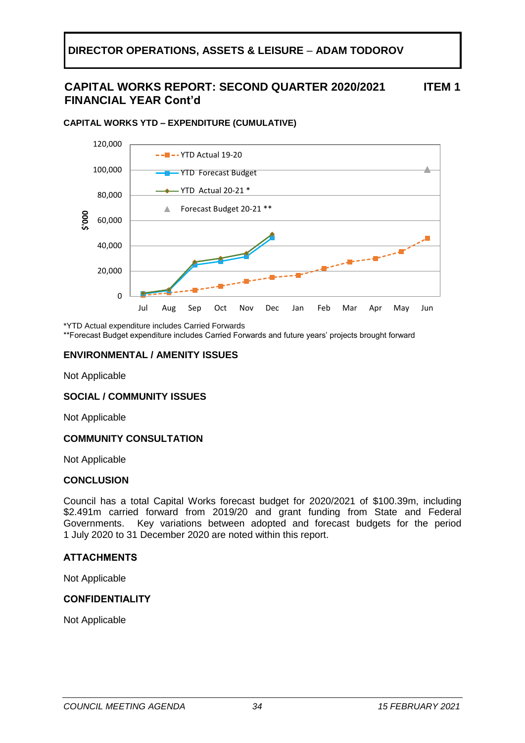**DIRECTOR OPERATIONS, ASSETS & LEISURE – ADAM TODOROV**

## CAPITAL WORKS REPORT: SECOND QUARTER 2020/2021 FINANCIAL YEAR Cont'd

**ITEM 1**

### CAPITAL WORKS YTD – EXPENDITURE (CUMULATIVE)

*YTD Actual expenditure includes Carried Forwards
**Forecast Budget expenditure includes Carried Forwards and future years' projects brought forward

### ENVIRONMENTAL / AMENITY ISSUES

Not Applicable

### SOCIAL / COMMUNITY ISSUES

Not Applicable

### COMMUNITY CONSULTATION

Not Applicable

### CONCLUSION

Council has a total Capital Works forecast budget for 2020/2021 of $100.39m, including $2.491m carried forward from 2019/20 and grant funding from State and Federal Governments. Key variations between adopted and forecast budgets for the period 1 July 2020 to 31 December 2020 are noted within this report.

### ATTACHMENTS

Not Applicable

### CONFIDENTIALITY

Not Applicable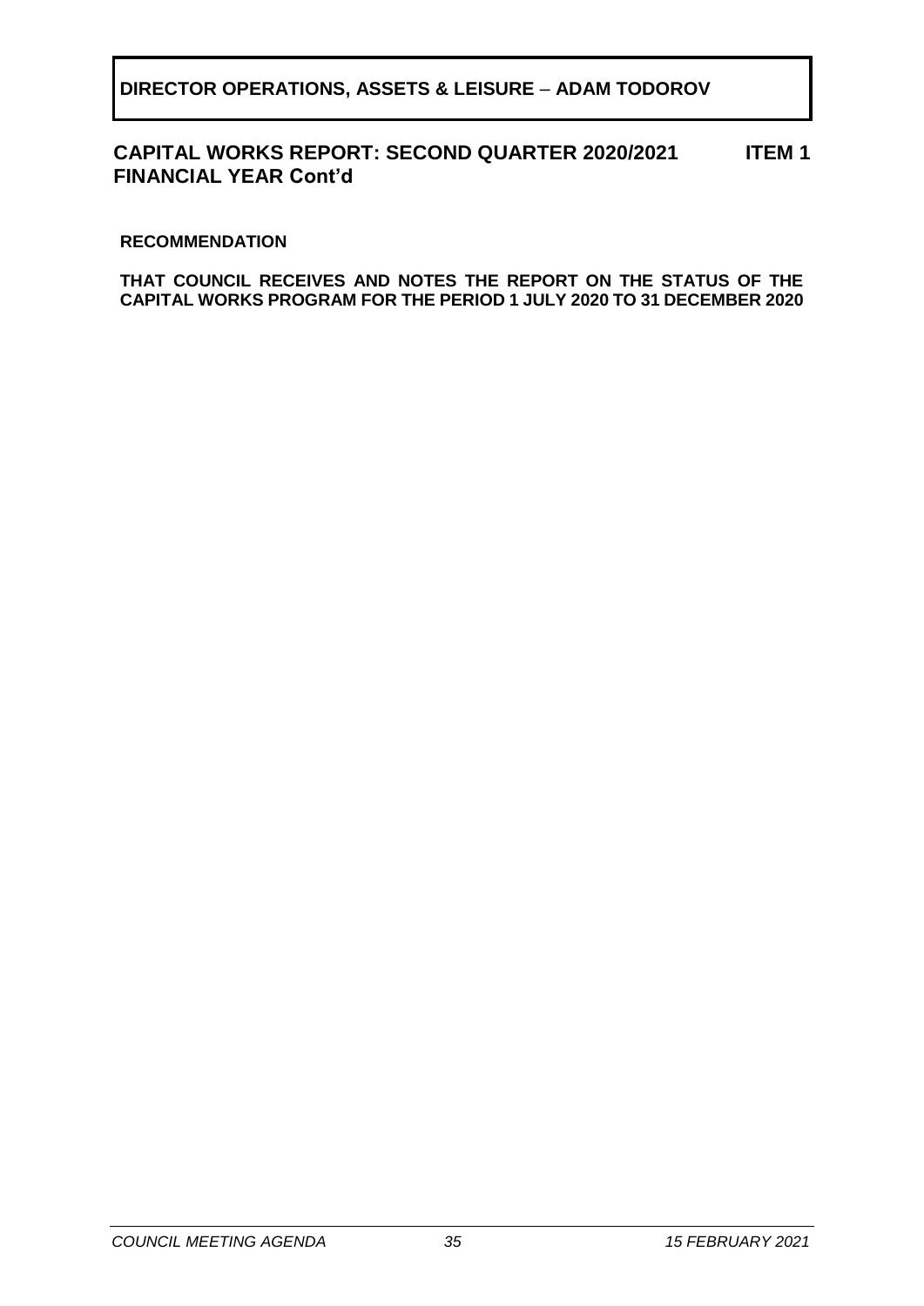**DIRECTOR OPERATIONS, ASSETS & LEISURE – ADAM TODOROV**

## CAPITAL WORKS REPORT: SECOND QUARTER 2020/2021 FINANCIAL YEAR Cont'd — ITEM 1

**RECOMMENDATION**

**THAT COUNCIL RECEIVES AND NOTES THE REPORT ON THE STATUS OF THE CAPITAL WORKS PROGRAM FOR THE PERIOD 1 JULY 2020 TO 31 DECEMBER 2020**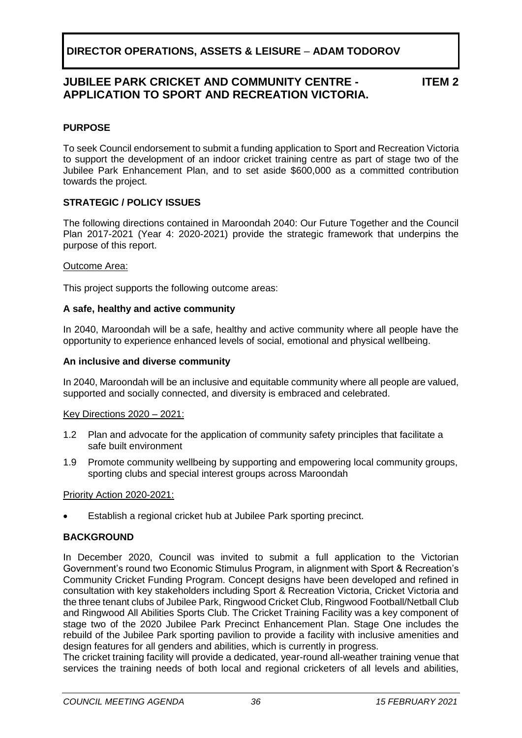# DIRECTOR OPERATIONS, ASSETS & LEISURE – ADAM TODOROV

## JUBILEE PARK CRICKET AND COMMUNITY CENTRE - APPLICATION TO SPORT AND RECREATION VICTORIA. ITEM 2

### PURPOSE

To seek Council endorsement to submit a funding application to Sport and Recreation Victoria to support the development of an indoor cricket training centre as part of stage two of the Jubilee Park Enhancement Plan, and to set aside $600,000 as a committed contribution towards the project.

### STRATEGIC / POLICY ISSUES

The following directions contained in Maroondah 2040: Our Future Together and the Council Plan 2017-2021 (Year 4: 2020-2021) provide the strategic framework that underpins the purpose of this report.

Outcome Area:

This project supports the following outcome areas:

**A safe, healthy and active community**

In 2040, Maroondah will be a safe, healthy and active community where all people have the opportunity to experience enhanced levels of social, emotional and physical wellbeing.

**An inclusive and diverse community**

In 2040, Maroondah will be an inclusive and equitable community where all people are valued, supported and socially connected, and diversity is embraced and celebrated.

Key Directions 2020 – 2021:

1.2 Plan and advocate for the application of community safety principles that facilitate a safe built environment
1.9 Promote community wellbeing by supporting and empowering local community groups, sporting clubs and special interest groups across Maroondah

Priority Action 2020-2021:

- Establish a regional cricket hub at Jubilee Park sporting precinct.

### BACKGROUND

In December 2020, Council was invited to submit a full application to the Victorian Government's round two Economic Stimulus Program, in alignment with Sport & Recreation's Community Cricket Funding Program. Concept designs have been developed and refined in consultation with key stakeholders including Sport & Recreation Victoria, Cricket Victoria and the three tenant clubs of Jubilee Park, Ringwood Cricket Club, Ringwood Football/Netball Club and Ringwood All Abilities Sports Club. The Cricket Training Facility was a key component of stage two of the 2020 Jubilee Park Precinct Enhancement Plan. Stage One includes the rebuild of the Jubilee Park sporting pavilion to provide a facility with inclusive amenities and design features for all genders and abilities, which is currently in progress.

The cricket training facility will provide a dedicated, year-round all-weather training venue that services the training needs of both local and regional cricketers of all levels and abilities,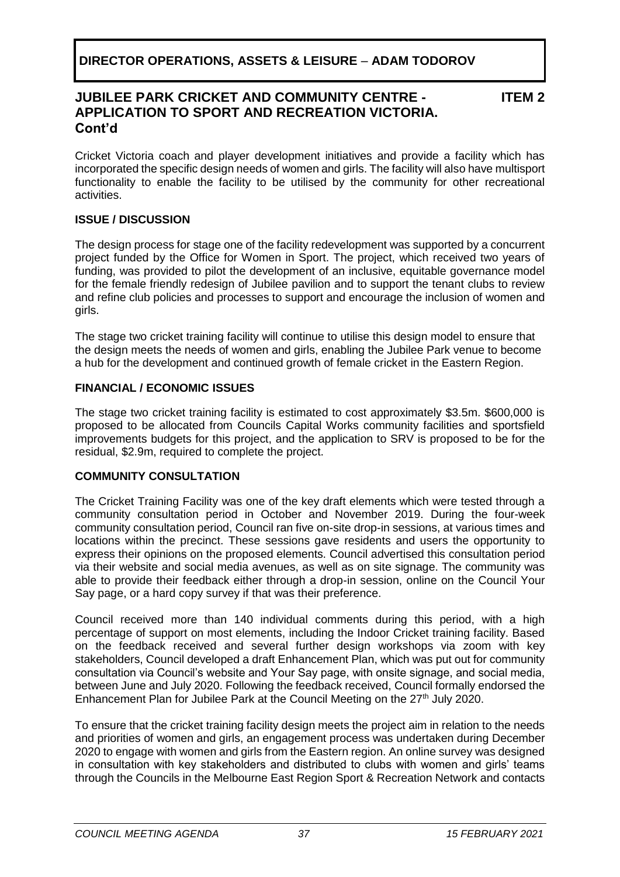**DIRECTOR OPERATIONS, ASSETS & LEISURE – ADAM TODOROV**

## JUBILEE PARK CRICKET AND COMMUNITY CENTRE - APPLICATION TO SPORT AND RECREATION VICTORIA. Cont'd

**ITEM 2**

Cricket Victoria coach and player development initiatives and provide a facility which has incorporated the specific design needs of women and girls. The facility will also have multisport functionality to enable the facility to be utilised by the community for other recreational activities.

### ISSUE / DISCUSSION

The design process for stage one of the facility redevelopment was supported by a concurrent project funded by the Office for Women in Sport. The project, which received two years of funding, was provided to pilot the development of an inclusive, equitable governance model for the female friendly redesign of Jubilee pavilion and to support the tenant clubs to review and refine club policies and processes to support and encourage the inclusion of women and girls.

The stage two cricket training facility will continue to utilise this design model to ensure that the design meets the needs of women and girls, enabling the Jubilee Park venue to become a hub for the development and continued growth of female cricket in the Eastern Region.

### FINANCIAL / ECONOMIC ISSUES

The stage two cricket training facility is estimated to cost approximately $3.5m. $600,000 is proposed to be allocated from Councils Capital Works community facilities and sportsfield improvements budgets for this project, and the application to SRV is proposed to be for the residual, $2.9m, required to complete the project.

### COMMUNITY CONSULTATION

The Cricket Training Facility was one of the key draft elements which were tested through a community consultation period in October and November 2019. During the four-week community consultation period, Council ran five on-site drop-in sessions, at various times and locations within the precinct. These sessions gave residents and users the opportunity to express their opinions on the proposed elements. Council advertised this consultation period via their website and social media avenues, as well as on site signage. The community was able to provide their feedback either through a drop-in session, online on the Council Your Say page, or a hard copy survey if that was their preference.

Council received more than 140 individual comments during this period, with a high percentage of support on most elements, including the Indoor Cricket training facility. Based on the feedback received and several further design workshops via zoom with key stakeholders, Council developed a draft Enhancement Plan, which was put out for community consultation via Council's website and Your Say page, with onsite signage, and social media, between June and July 2020. Following the feedback received, Council formally endorsed the Enhancement Plan for Jubilee Park at the Council Meeting on the 27th July 2020.

To ensure that the cricket training facility design meets the project aim in relation to the needs and priorities of women and girls, an engagement process was undertaken during December 2020 to engage with women and girls from the Eastern region. An online survey was designed in consultation with key stakeholders and distributed to clubs with women and girls' teams through the Councils in the Melbourne East Region Sport & Recreation Network and contacts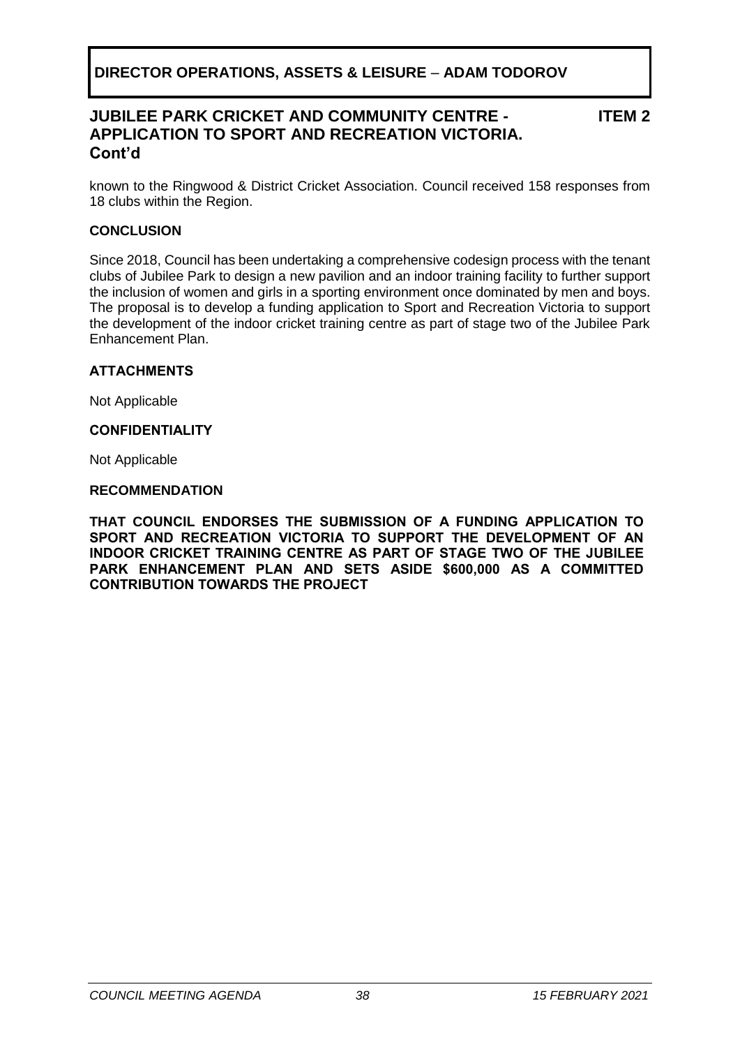**DIRECTOR OPERATIONS, ASSETS & LEISURE – ADAM TODOROV**

## JUBILEE PARK CRICKET AND COMMUNITY CENTRE - APPLICATION TO SPORT AND RECREATION VICTORIA. Cont'd

**ITEM 2**

known to the Ringwood & District Cricket Association. Council received 158 responses from 18 clubs within the Region.

### CONCLUSION

Since 2018, Council has been undertaking a comprehensive codesign process with the tenant clubs of Jubilee Park to design a new pavilion and an indoor training facility to further support the inclusion of women and girls in a sporting environment once dominated by men and boys. The proposal is to develop a funding application to Sport and Recreation Victoria to support the development of the indoor cricket training centre as part of stage two of the Jubilee Park Enhancement Plan.

### ATTACHMENTS

Not Applicable

### CONFIDENTIALITY

Not Applicable

### RECOMMENDATION

**THAT COUNCIL ENDORSES THE SUBMISSION OF A FUNDING APPLICATION TO SPORT AND RECREATION VICTORIA TO SUPPORT THE DEVELOPMENT OF AN INDOOR CRICKET TRAINING CENTRE AS PART OF STAGE TWO OF THE JUBILEE PARK ENHANCEMENT PLAN AND SETS ASIDE $600,000 AS A COMMITTED CONTRIBUTION TOWARDS THE PROJECT**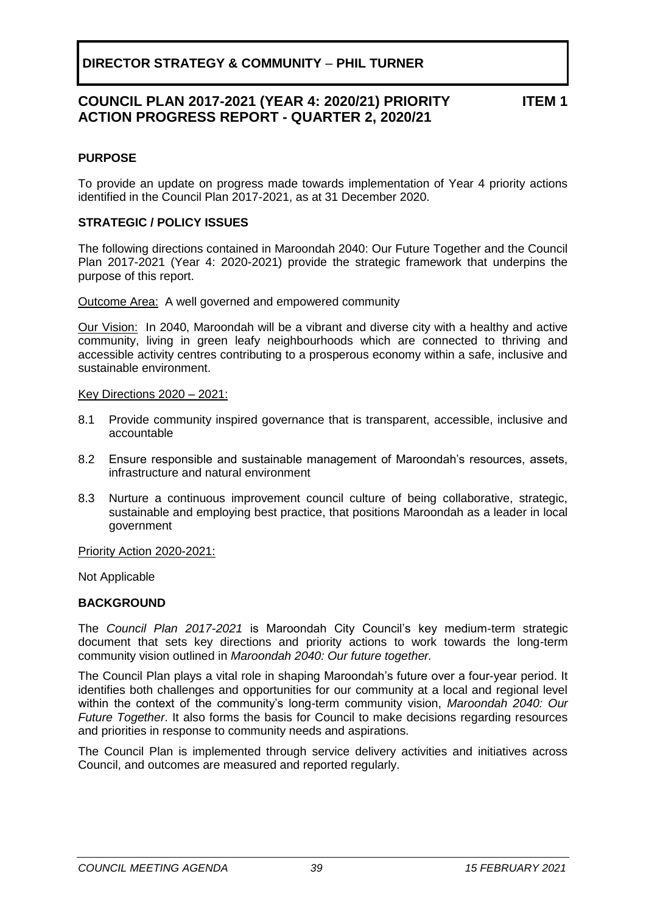**DIRECTOR STRATEGY & COMMUNITY – PHIL TURNER**

## COUNCIL PLAN 2017-2021 (YEAR 4: 2020/21) PRIORITY ACTION PROGRESS REPORT - QUARTER 2, 2020/21 ITEM 1

### PURPOSE

To provide an update on progress made towards implementation of Year 4 priority actions identified in the Council Plan 2017-2021, as at 31 December 2020.

### STRATEGIC / POLICY ISSUES

The following directions contained in Maroondah 2040: Our Future Together and the Council Plan 2017-2021 (Year 4: 2020-2021) provide the strategic framework that underpins the purpose of this report.

Outcome Area: A well governed and empowered community

Our Vision: In 2040, Maroondah will be a vibrant and diverse city with a healthy and active community, living in green leafy neighbourhoods which are connected to thriving and accessible activity centres contributing to a prosperous economy within a safe, inclusive and sustainable environment.

Key Directions 2020 – 2021:

8.1 Provide community inspired governance that is transparent, accessible, inclusive and accountable

8.2 Ensure responsible and sustainable management of Maroondah's resources, assets, infrastructure and natural environment

8.3 Nurture a continuous improvement council culture of being collaborative, strategic, sustainable and employing best practice, that positions Maroondah as a leader in local government

Priority Action 2020-2021:

Not Applicable

### BACKGROUND

The *Council Plan 2017-2021* is Maroondah City Council's key medium-term strategic document that sets key directions and priority actions to work towards the long-term community vision outlined in *Maroondah 2040: Our future together.*

The Council Plan plays a vital role in shaping Maroondah's future over a four-year period. It identifies both challenges and opportunities for our community at a local and regional level within the context of the community's long-term community vision, *Maroondah 2040: Our Future Together*. It also forms the basis for Council to make decisions regarding resources and priorities in response to community needs and aspirations.

The Council Plan is implemented through service delivery activities and initiatives across Council, and outcomes are measured and reported regularly.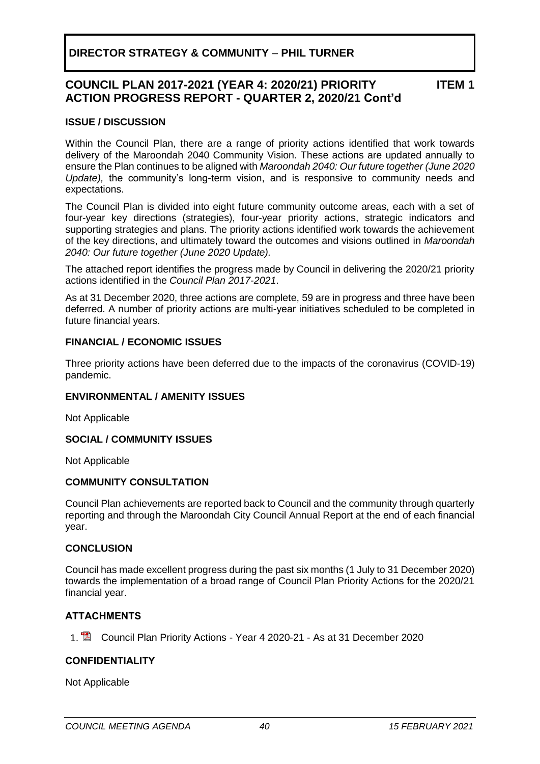## DIRECTOR STRATEGY & COMMUNITY – PHIL TURNER

## COUNCIL PLAN 2017-2021 (YEAR 4: 2020/21) PRIORITY ACTION PROGRESS REPORT - QUARTER 2, 2020/21 Cont'd

**ITEM 1**

### ISSUE / DISCUSSION

Within the Council Plan, there are a range of priority actions identified that work towards delivery of the Maroondah 2040 Community Vision. These actions are updated annually to ensure the Plan continues to be aligned with *Maroondah 2040: Our future together (June 2020 Update),* the community's long-term vision, and is responsive to community needs and expectations.

The Council Plan is divided into eight future community outcome areas, each with a set of four-year key directions (strategies), four-year priority actions, strategic indicators and supporting strategies and plans. The priority actions identified work towards the achievement of the key directions, and ultimately toward the outcomes and visions outlined in *Maroondah 2040: Our future together (June 2020 Update).*

The attached report identifies the progress made by Council in delivering the 2020/21 priority actions identified in the *Council Plan 2017-2021*.

As at 31 December 2020, three actions are complete, 59 are in progress and three have been deferred. A number of priority actions are multi-year initiatives scheduled to be completed in future financial years.

### FINANCIAL / ECONOMIC ISSUES

Three priority actions have been deferred due to the impacts of the coronavirus (COVID-19) pandemic.

### ENVIRONMENTAL / AMENITY ISSUES

Not Applicable

### SOCIAL / COMMUNITY ISSUES

Not Applicable

### COMMUNITY CONSULTATION

Council Plan achievements are reported back to Council and the community through quarterly reporting and through the Maroondah City Council Annual Report at the end of each financial year.

### CONCLUSION

Council has made excellent progress during the past six months (1 July to 31 December 2020) towards the implementation of a broad range of Council Plan Priority Actions for the 2020/21 financial year.

### ATTACHMENTS

1. Council Plan Priority Actions - Year 4 2020-21 - As at 31 December 2020

### CONFIDENTIALITY

Not Applicable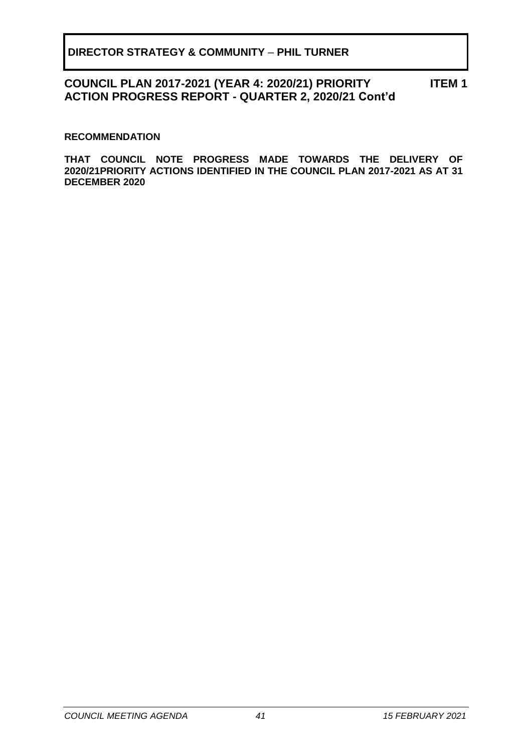**DIRECTOR STRATEGY & COMMUNITY – PHIL TURNER**

**COUNCIL PLAN 2017-2021 (YEAR 4: 2020/21) PRIORITY ACTION PROGRESS REPORT - QUARTER 2, 2020/21 Cont'd** **ITEM 1**

**RECOMMENDATION**

**THAT COUNCIL NOTE PROGRESS MADE TOWARDS THE DELIVERY OF 2020/21PRIORITY ACTIONS IDENTIFIED IN THE COUNCIL PLAN 2017-2021 AS AT 31 DECEMBER 2020**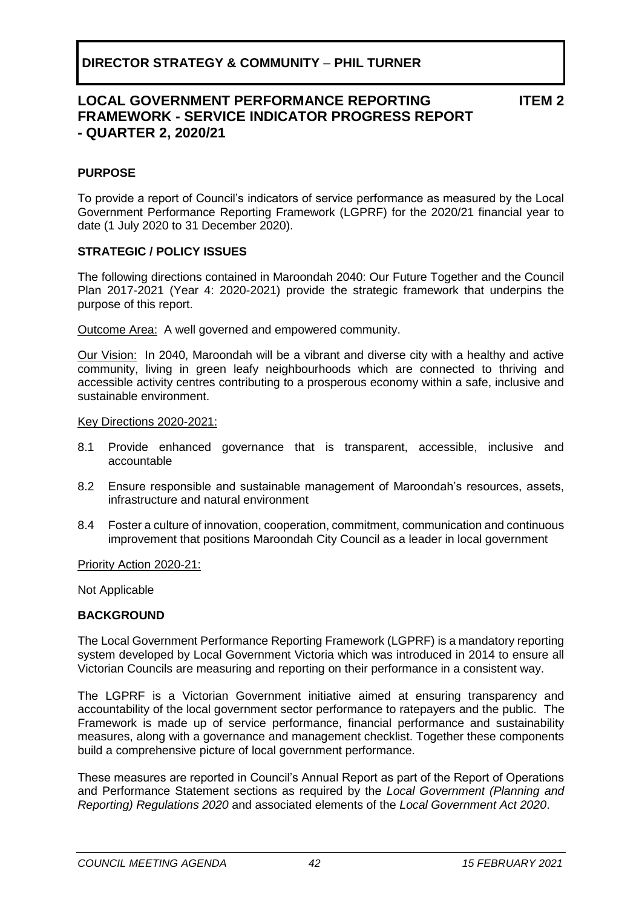## DIRECTOR STRATEGY & COMMUNITY – PHIL TURNER

# LOCAL GOVERNMENT PERFORMANCE REPORTING FRAMEWORK - SERVICE INDICATOR PROGRESS REPORT - QUARTER 2, 2020/21

**ITEM 2**

### PURPOSE

To provide a report of Council's indicators of service performance as measured by the Local Government Performance Reporting Framework (LGPRF) for the 2020/21 financial year to date (1 July 2020 to 31 December 2020).

### STRATEGIC / POLICY ISSUES

The following directions contained in Maroondah 2040: Our Future Together and the Council Plan 2017-2021 (Year 4: 2020-2021) provide the strategic framework that underpins the purpose of this report.

Outcome Area: A well governed and empowered community.

Our Vision: In 2040, Maroondah will be a vibrant and diverse city with a healthy and active community, living in green leafy neighbourhoods which are connected to thriving and accessible activity centres contributing to a prosperous economy within a safe, inclusive and sustainable environment.

Key Directions 2020-2021:

- 8.1 Provide enhanced governance that is transparent, accessible, inclusive and accountable
- 8.2 Ensure responsible and sustainable management of Maroondah's resources, assets, infrastructure and natural environment
- 8.4 Foster a culture of innovation, cooperation, commitment, communication and continuous improvement that positions Maroondah City Council as a leader in local government

Priority Action 2020-21:

Not Applicable

### BACKGROUND

The Local Government Performance Reporting Framework (LGPRF) is a mandatory reporting system developed by Local Government Victoria which was introduced in 2014 to ensure all Victorian Councils are measuring and reporting on their performance in a consistent way.

The LGPRF is a Victorian Government initiative aimed at ensuring transparency and accountability of the local government sector performance to ratepayers and the public. The Framework is made up of service performance, financial performance and sustainability measures, along with a governance and management checklist. Together these components build a comprehensive picture of local government performance.

These measures are reported in Council's Annual Report as part of the Report of Operations and Performance Statement sections as required by the *Local Government (Planning and Reporting) Regulations 2020* and associated elements of the *Local Government Act 2020*.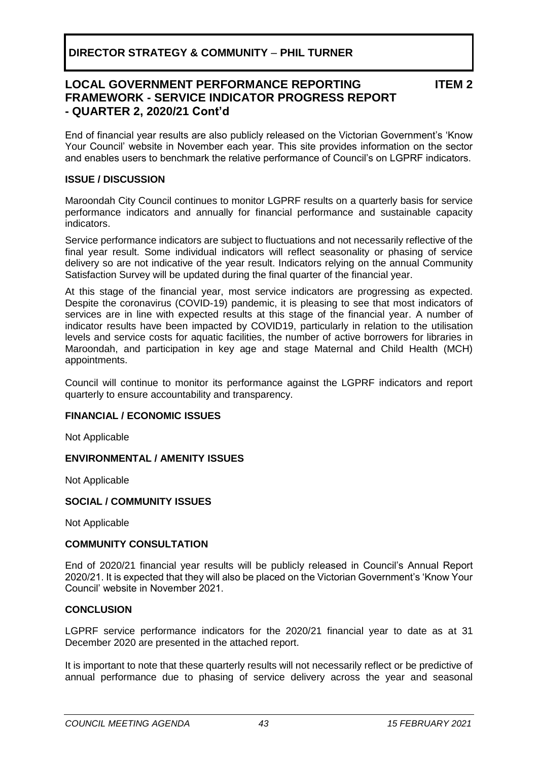**DIRECTOR STRATEGY & COMMUNITY – PHIL TURNER**

## LOCAL GOVERNMENT PERFORMANCE REPORTING FRAMEWORK - SERVICE INDICATOR PROGRESS REPORT - QUARTER 2, 2020/21 Cont'd

**ITEM 2**

End of financial year results are also publicly released on the Victorian Government's 'Know Your Council' website in November each year. This site provides information on the sector and enables users to benchmark the relative performance of Council's on LGPRF indicators.

### ISSUE / DISCUSSION

Maroondah City Council continues to monitor LGPRF results on a quarterly basis for service performance indicators and annually for financial performance and sustainable capacity indicators.

Service performance indicators are subject to fluctuations and not necessarily reflective of the final year result. Some individual indicators will reflect seasonality or phasing of service delivery so are not indicative of the year result. Indicators relying on the annual Community Satisfaction Survey will be updated during the final quarter of the financial year.

At this stage of the financial year, most service indicators are progressing as expected. Despite the coronavirus (COVID-19) pandemic, it is pleasing to see that most indicators of services are in line with expected results at this stage of the financial year. A number of indicator results have been impacted by COVID19, particularly in relation to the utilisation levels and service costs for aquatic facilities, the number of active borrowers for libraries in Maroondah, and participation in key age and stage Maternal and Child Health (MCH) appointments.

Council will continue to monitor its performance against the LGPRF indicators and report quarterly to ensure accountability and transparency.

### FINANCIAL / ECONOMIC ISSUES

Not Applicable

### ENVIRONMENTAL / AMENITY ISSUES

Not Applicable

### SOCIAL / COMMUNITY ISSUES

Not Applicable

### COMMUNITY CONSULTATION

End of 2020/21 financial year results will be publicly released in Council's Annual Report 2020/21. It is expected that they will also be placed on the Victorian Government's 'Know Your Council' website in November 2021.

### CONCLUSION

LGPRF service performance indicators for the 2020/21 financial year to date as at 31 December 2020 are presented in the attached report.

It is important to note that these quarterly results will not necessarily reflect or be predictive of annual performance due to phasing of service delivery across the year and seasonal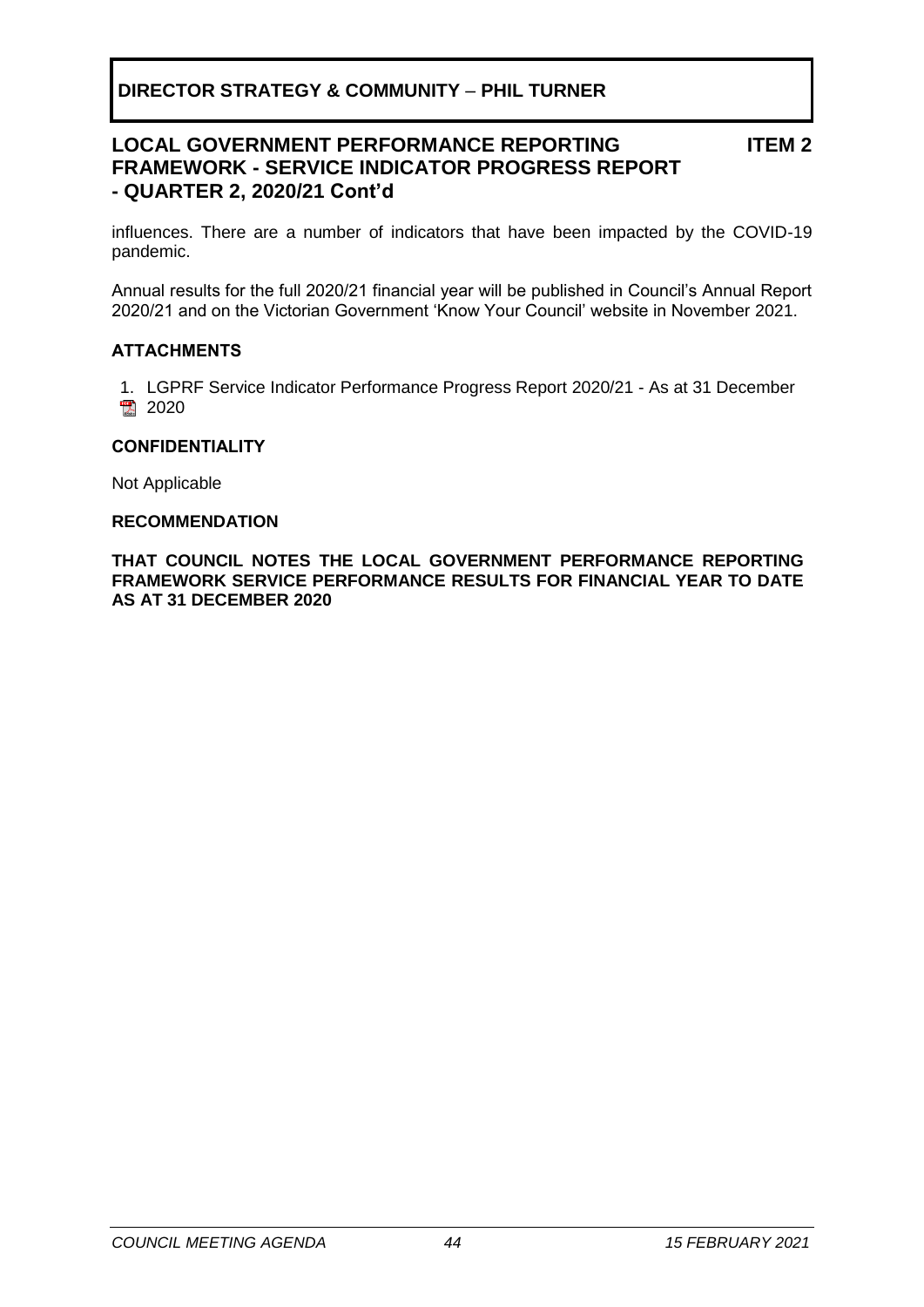**DIRECTOR STRATEGY & COMMUNITY – PHIL TURNER**

## LOCAL GOVERNMENT PERFORMANCE REPORTING FRAMEWORK - SERVICE INDICATOR PROGRESS REPORT - QUARTER 2, 2020/21 Cont'd

**ITEM 2**

influences. There are a number of indicators that have been impacted by the COVID-19 pandemic.

Annual results for the full 2020/21 financial year will be published in Council's Annual Report 2020/21 and on the Victorian Government 'Know Your Council' website in November 2021.

### ATTACHMENTS

1. LGPRF Service Indicator Performance Progress Report 2020/21 - As at 31 December 2020

### CONFIDENTIALITY

Not Applicable

### RECOMMENDATION

**THAT COUNCIL NOTES THE LOCAL GOVERNMENT PERFORMANCE REPORTING FRAMEWORK SERVICE PERFORMANCE RESULTS FOR FINANCIAL YEAR TO DATE AS AT 31 DECEMBER 2020**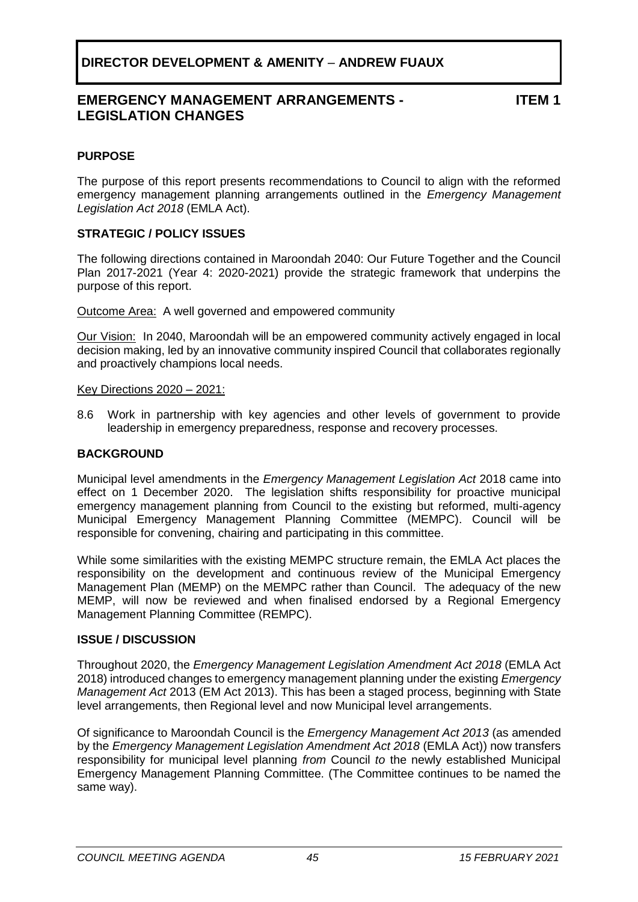**DIRECTOR DEVELOPMENT & AMENITY – ANDREW FUAUX**

## EMERGENCY MANAGEMENT ARRANGEMENTS - LEGISLATION CHANGES

**ITEM 1**

### PURPOSE

The purpose of this report presents recommendations to Council to align with the reformed emergency management planning arrangements outlined in the *Emergency Management Legislation Act 2018* (EMLA Act).

### STRATEGIC / POLICY ISSUES

The following directions contained in Maroondah 2040: Our Future Together and the Council Plan 2017-2021 (Year 4: 2020-2021) provide the strategic framework that underpins the purpose of this report.

Outcome Area: A well governed and empowered community

Our Vision: In 2040, Maroondah will be an empowered community actively engaged in local decision making, led by an innovative community inspired Council that collaborates regionally and proactively champions local needs.

Key Directions 2020 – 2021:

8.6 Work in partnership with key agencies and other levels of government to provide leadership in emergency preparedness, response and recovery processes.

### BACKGROUND

Municipal level amendments in the *Emergency Management Legislation Act* 2018 came into effect on 1 December 2020. The legislation shifts responsibility for proactive municipal emergency management planning from Council to the existing but reformed, multi-agency Municipal Emergency Management Planning Committee (MEMPC). Council will be responsible for convening, chairing and participating in this committee.

While some similarities with the existing MEMPC structure remain, the EMLA Act places the responsibility on the development and continuous review of the Municipal Emergency Management Plan (MEMP) on the MEMPC rather than Council. The adequacy of the new MEMP, will now be reviewed and when finalised endorsed by a Regional Emergency Management Planning Committee (REMPC).

### ISSUE / DISCUSSION

Throughout 2020, the *Emergency Management Legislation Amendment Act 2018* (EMLA Act 2018) introduced changes to emergency management planning under the existing *Emergency Management Act* 2013 (EM Act 2013). This has been a staged process, beginning with State level arrangements, then Regional level and now Municipal level arrangements.

Of significance to Maroondah Council is the *Emergency Management Act 2013* (as amended by the *Emergency Management Legislation Amendment Act 2018* (EMLA Act)) now transfers responsibility for municipal level planning *from* Council *to* the newly established Municipal Emergency Management Planning Committee. (The Committee continues to be named the same way).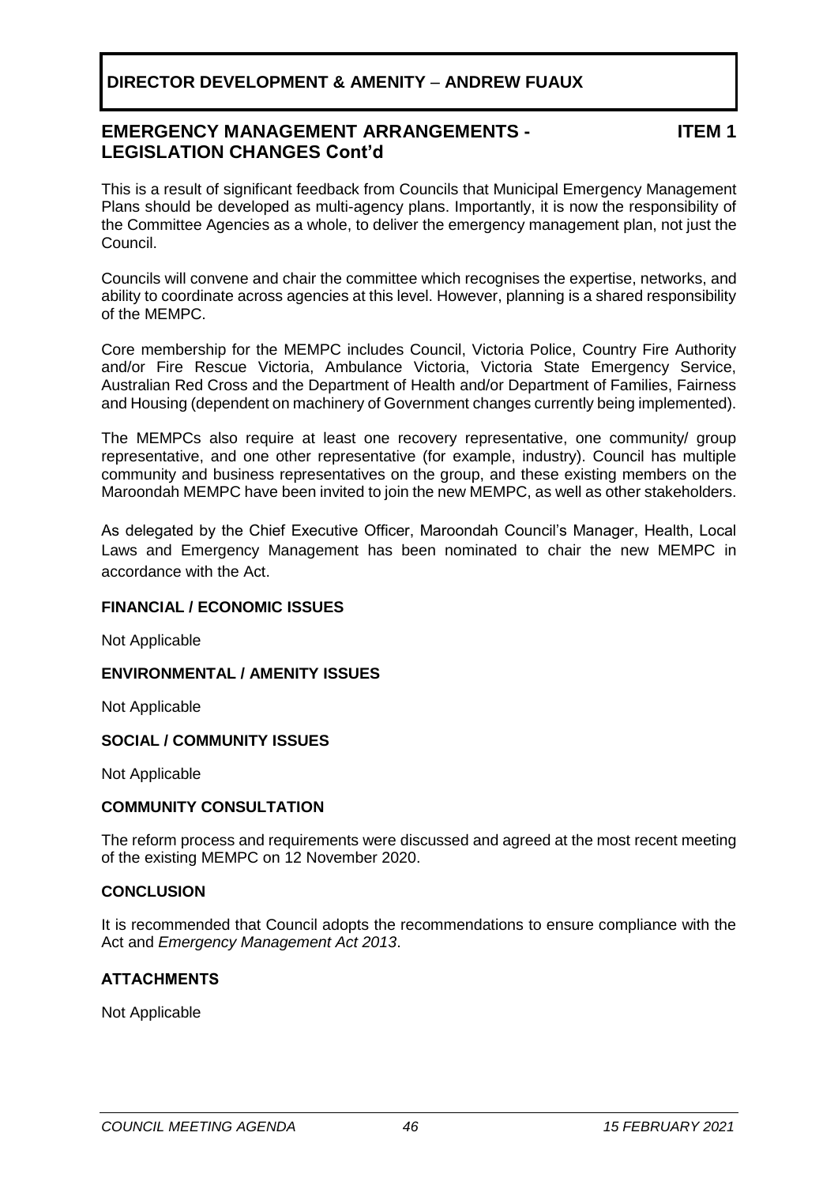**DIRECTOR DEVELOPMENT & AMENITY – ANDREW FUAUX**

## EMERGENCY MANAGEMENT ARRANGEMENTS - LEGISLATION CHANGES Cont'd

**ITEM 1**

This is a result of significant feedback from Councils that Municipal Emergency Management Plans should be developed as multi-agency plans. Importantly, it is now the responsibility of the Committee Agencies as a whole, to deliver the emergency management plan, not just the Council.

Councils will convene and chair the committee which recognises the expertise, networks, and ability to coordinate across agencies at this level. However, planning is a shared responsibility of the MEMPC.

Core membership for the MEMPC includes Council, Victoria Police, Country Fire Authority and/or Fire Rescue Victoria, Ambulance Victoria, Victoria State Emergency Service, Australian Red Cross and the Department of Health and/or Department of Families, Fairness and Housing (dependent on machinery of Government changes currently being implemented).

The MEMPCs also require at least one recovery representative, one community/ group representative, and one other representative (for example, industry). Council has multiple community and business representatives on the group, and these existing members on the Maroondah MEMPC have been invited to join the new MEMPC, as well as other stakeholders.

As delegated by the Chief Executive Officer, Maroondah Council's Manager, Health, Local Laws and Emergency Management has been nominated to chair the new MEMPC in accordance with the Act.

### FINANCIAL / ECONOMIC ISSUES

Not Applicable

### ENVIRONMENTAL / AMENITY ISSUES

Not Applicable

### SOCIAL / COMMUNITY ISSUES

Not Applicable

### COMMUNITY CONSULTATION

The reform process and requirements were discussed and agreed at the most recent meeting of the existing MEMPC on 12 November 2020.

### CONCLUSION

It is recommended that Council adopts the recommendations to ensure compliance with the Act and *Emergency Management Act 2013*.

### ATTACHMENTS

Not Applicable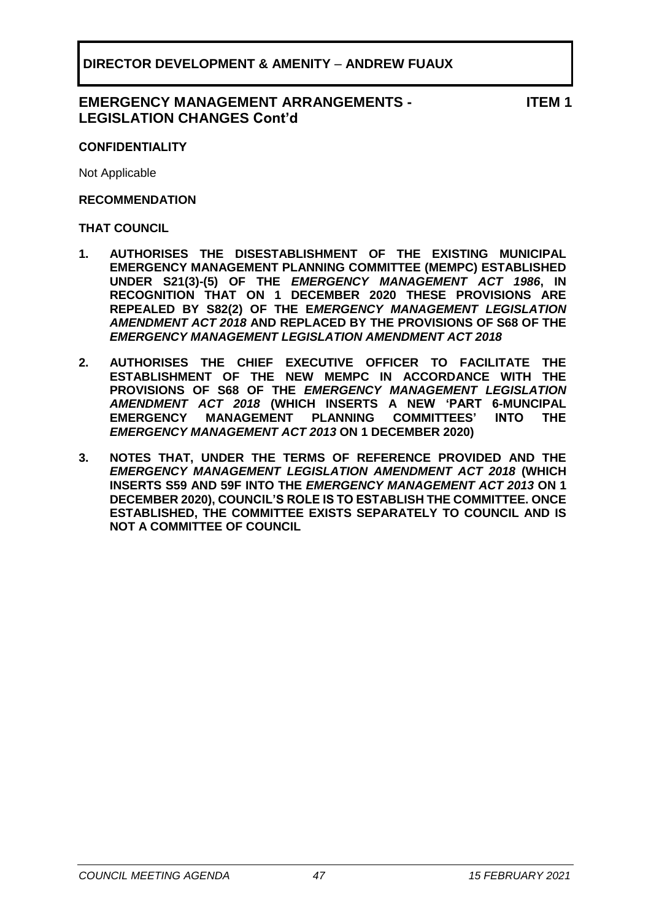**DIRECTOR DEVELOPMENT & AMENITY – ANDREW FUAUX**

**EMERGENCY MANAGEMENT ARRANGEMENTS - LEGISLATION CHANGES Cont'd** **ITEM 1**

**CONFIDENTIALITY**

Not Applicable

**RECOMMENDATION**

**THAT COUNCIL**

1. **AUTHORISES THE DISESTABLISHMENT OF THE EXISTING MUNICIPAL EMERGENCY MANAGEMENT PLANNING COMMITTEE (MEMPC) ESTABLISHED UNDER S21(3)-(5) OF THE *EMERGENCY MANAGEMENT ACT 1986*, IN RECOGNITION THAT ON 1 DECEMBER 2020 THESE PROVISIONS ARE REPEALED BY S82(2) OF THE E*MERGENCY MANAGEMENT LEGISLATION AMENDMENT ACT 2018* AND REPLACED BY THE PROVISIONS OF S68 OF THE *EMERGENCY MANAGEMENT LEGISLATION AMENDMENT ACT 2018***

2. **AUTHORISES THE CHIEF EXECUTIVE OFFICER TO FACILITATE THE ESTABLISHMENT OF THE NEW MEMPC IN ACCORDANCE WITH THE PROVISIONS OF S68 OF THE *EMERGENCY MANAGEMENT LEGISLATION AMENDMENT ACT 2018* (WHICH INSERTS A NEW 'PART 6-MUNCIPAL EMERGENCY MANAGEMENT PLANNING COMMITTEES' INTO THE *EMERGENCY MANAGEMENT ACT 2013* ON 1 DECEMBER 2020)**

3. **NOTES THAT, UNDER THE TERMS OF REFERENCE PROVIDED AND THE *EMERGENCY MANAGEMENT LEGISLATION AMENDMENT ACT 2018* (WHICH INSERTS S59 AND 59F INTO THE *EMERGENCY MANAGEMENT ACT 2013* ON 1 DECEMBER 2020), COUNCIL'S ROLE IS TO ESTABLISH THE COMMITTEE. ONCE ESTABLISHED, THE COMMITTEE EXISTS SEPARATELY TO COUNCIL AND IS NOT A COMMITTEE OF COUNCIL**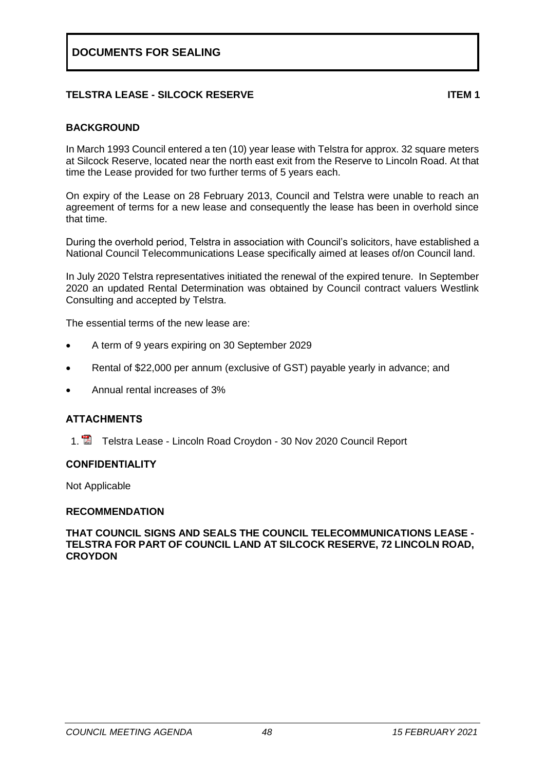# DOCUMENTS FOR SEALING

## TELSTRA LEASE - SILCOCK RESERVE **ITEM 1**

### BACKGROUND

In March 1993 Council entered a ten (10) year lease with Telstra for approx. 32 square meters at Silcock Reserve, located near the north east exit from the Reserve to Lincoln Road. At that time the Lease provided for two further terms of 5 years each.

On expiry of the Lease on 28 February 2013, Council and Telstra were unable to reach an agreement of terms for a new lease and consequently the lease has been in overhold since that time.

During the overhold period, Telstra in association with Council's solicitors, have established a National Council Telecommunications Lease specifically aimed at leases of/on Council land.

In July 2020 Telstra representatives initiated the renewal of the expired tenure. In September 2020 an updated Rental Determination was obtained by Council contract valuers Westlink Consulting and accepted by Telstra.

The essential terms of the new lease are:

- A term of 9 years expiring on 30 September 2029
- Rental of $22,000 per annum (exclusive of GST) payable yearly in advance; and
- Annual rental increases of 3%

### ATTACHMENTS

1. Telstra Lease - Lincoln Road Croydon - 30 Nov 2020 Council Report

### CONFIDENTIALITY

Not Applicable

### RECOMMENDATION

**THAT COUNCIL SIGNS AND SEALS THE COUNCIL TELECOMMUNICATIONS LEASE - TELSTRA FOR PART OF COUNCIL LAND AT SILCOCK RESERVE, 72 LINCOLN ROAD, CROYDON**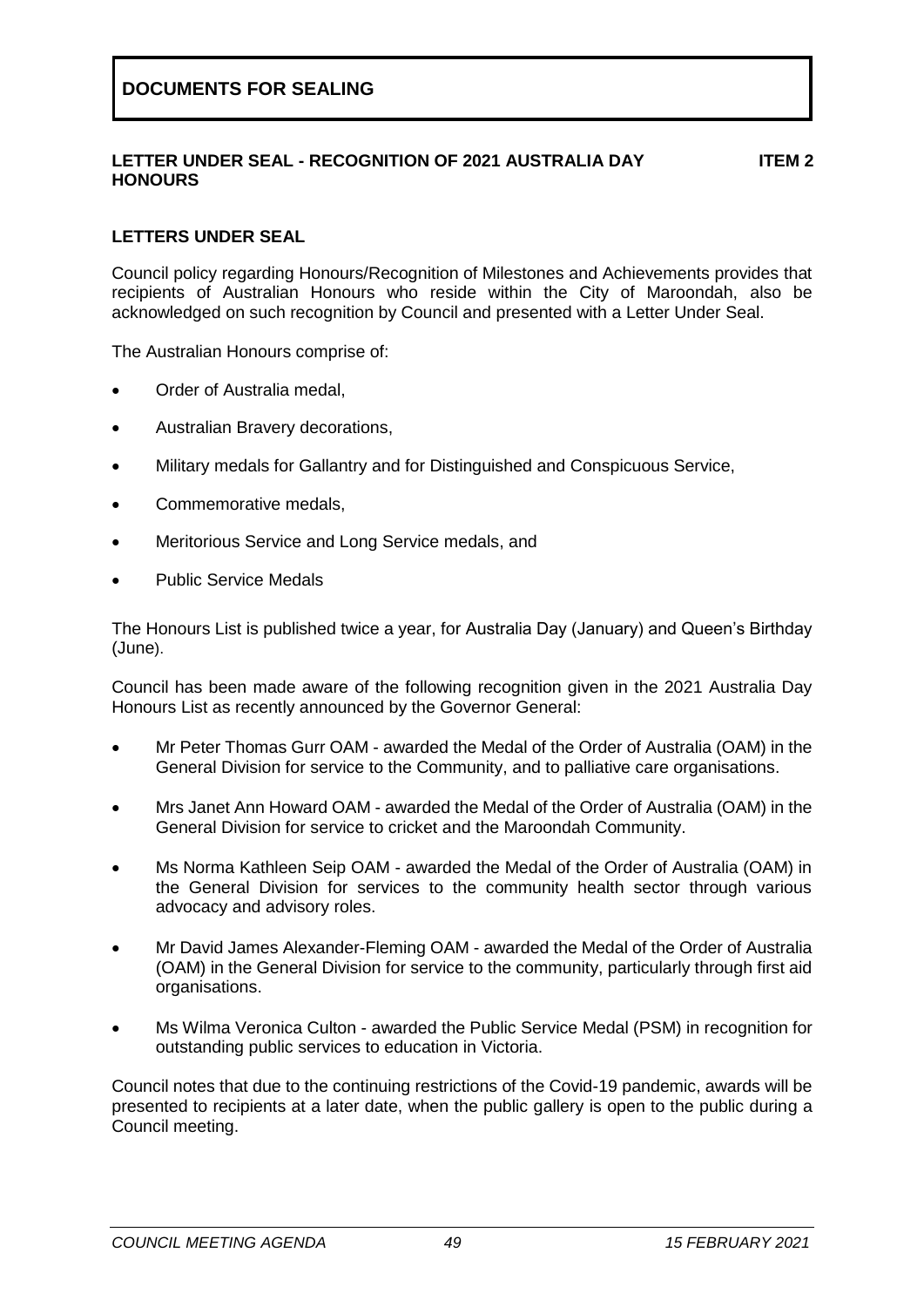# DOCUMENTS FOR SEALING

**LETTER UNDER SEAL - RECOGNITION OF 2021 AUSTRALIA DAY HONOURS** **ITEM 2**

**LETTERS UNDER SEAL**

Council policy regarding Honours/Recognition of Milestones and Achievements provides that recipients of Australian Honours who reside within the City of Maroondah, also be acknowledged on such recognition by Council and presented with a Letter Under Seal.

The Australian Honours comprise of:

- Order of Australia medal,
- Australian Bravery decorations,
- Military medals for Gallantry and for Distinguished and Conspicuous Service,
- Commemorative medals,
- Meritorious Service and Long Service medals, and
- Public Service Medals

The Honours List is published twice a year, for Australia Day (January) and Queen's Birthday (June).

Council has been made aware of the following recognition given in the 2021 Australia Day Honours List as recently announced by the Governor General:

- Mr Peter Thomas Gurr OAM - awarded the Medal of the Order of Australia (OAM) in the General Division for service to the Community, and to palliative care organisations.
- Mrs Janet Ann Howard OAM - awarded the Medal of the Order of Australia (OAM) in the General Division for service to cricket and the Maroondah Community.
- Ms Norma Kathleen Seip OAM - awarded the Medal of the Order of Australia (OAM) in the General Division for services to the community health sector through various advocacy and advisory roles.
- Mr David James Alexander-Fleming OAM - awarded the Medal of the Order of Australia (OAM) in the General Division for service to the community, particularly through first aid organisations.
- Ms Wilma Veronica Culton - awarded the Public Service Medal (PSM) in recognition for outstanding public services to education in Victoria.

Council notes that due to the continuing restrictions of the Covid-19 pandemic, awards will be presented to recipients at a later date, when the public gallery is open to the public during a Council meeting.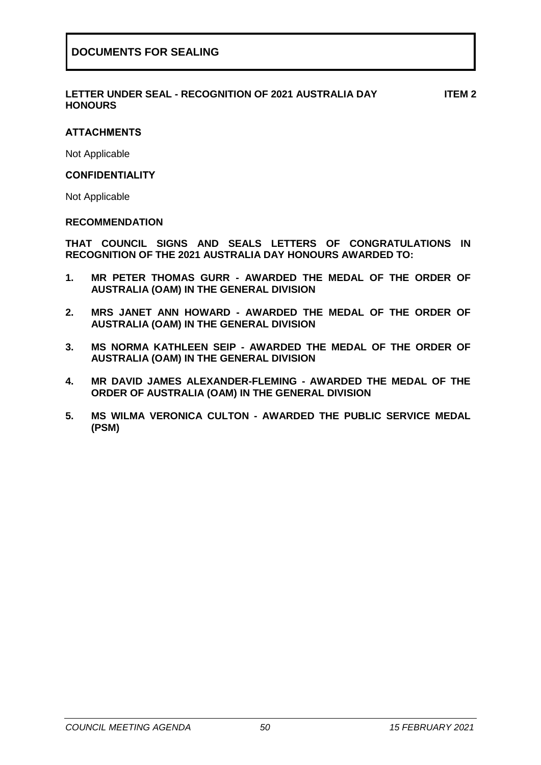# DOCUMENTS FOR SEALING

**LETTER UNDER SEAL - RECOGNITION OF 2021 AUSTRALIA DAY HONOURS** **ITEM 2**

**ATTACHMENTS**

Not Applicable

**CONFIDENTIALITY**

Not Applicable

**RECOMMENDATION**

**THAT COUNCIL SIGNS AND SEALS LETTERS OF CONGRATULATIONS IN RECOGNITION OF THE 2021 AUSTRALIA DAY HONOURS AWARDED TO:**

1. **MR PETER THOMAS GURR - AWARDED THE MEDAL OF THE ORDER OF AUSTRALIA (OAM) IN THE GENERAL DIVISION**
2. **MRS JANET ANN HOWARD - AWARDED THE MEDAL OF THE ORDER OF AUSTRALIA (OAM) IN THE GENERAL DIVISION**
3. **MS NORMA KATHLEEN SEIP - AWARDED THE MEDAL OF THE ORDER OF AUSTRALIA (OAM) IN THE GENERAL DIVISION**
4. **MR DAVID JAMES ALEXANDER-FLEMING - AWARDED THE MEDAL OF THE ORDER OF AUSTRALIA (OAM) IN THE GENERAL DIVISION**
5. **MS WILMA VERONICA CULTON - AWARDED THE PUBLIC SERVICE MEDAL (PSM)**